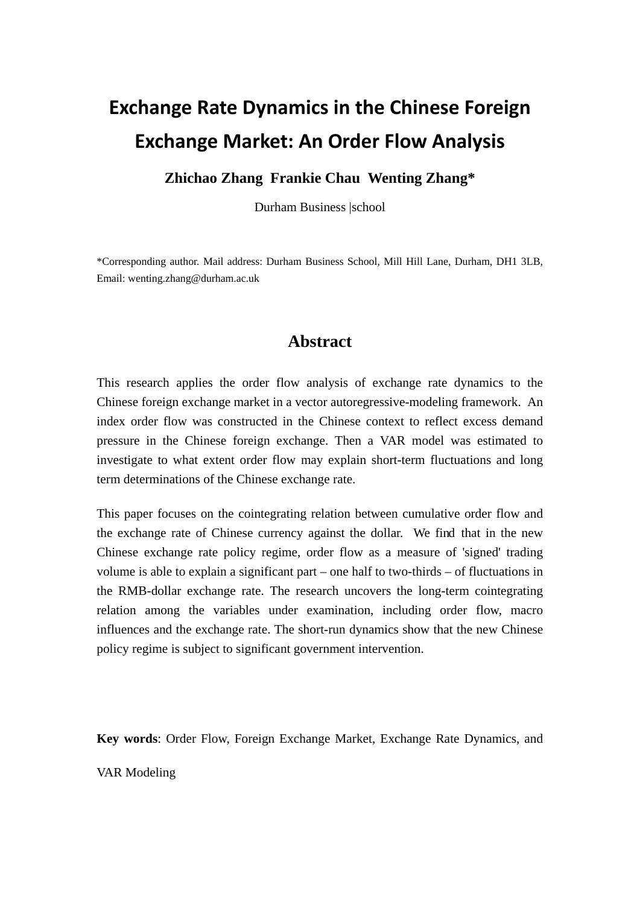# Exchange Rate Dynamics in the Chinese Foreign Exchange Market: An Order Flow Analysis

**Zhichao Zhang Frankie Chau Wenting Zhang***

Durham Business |school

*Corresponding author. Mail address: Durham Business School, Mill Hill Lane, Durham, DH1 3LB, Email: wenting.zhang@durham.ac.uk

## Abstract

This research applies the order flow analysis of exchange rate dynamics to the Chinese foreign exchange market in a vector autoregressive-modeling framework. An index order flow was constructed in the Chinese context to reflect excess demand pressure in the Chinese foreign exchange. Then a VAR model was estimated to investigate to what extent order flow may explain short-term fluctuations and long term determinations of the Chinese exchange rate.

This paper focuses on the cointegrating relation between cumulative order flow and the exchange rate of Chinese currency against the dollar. We find that in the new Chinese exchange rate policy regime, order flow as a measure of 'signed' trading volume is able to explain a significant part – one half to two-thirds – of fluctuations in the RMB-dollar exchange rate. The research uncovers the long-term cointegrating relation among the variables under examination, including order flow, macro influences and the exchange rate. The short-run dynamics show that the new Chinese policy regime is subject to significant government intervention.

**Key words**: Order Flow, Foreign Exchange Market, Exchange Rate Dynamics, and VAR Modeling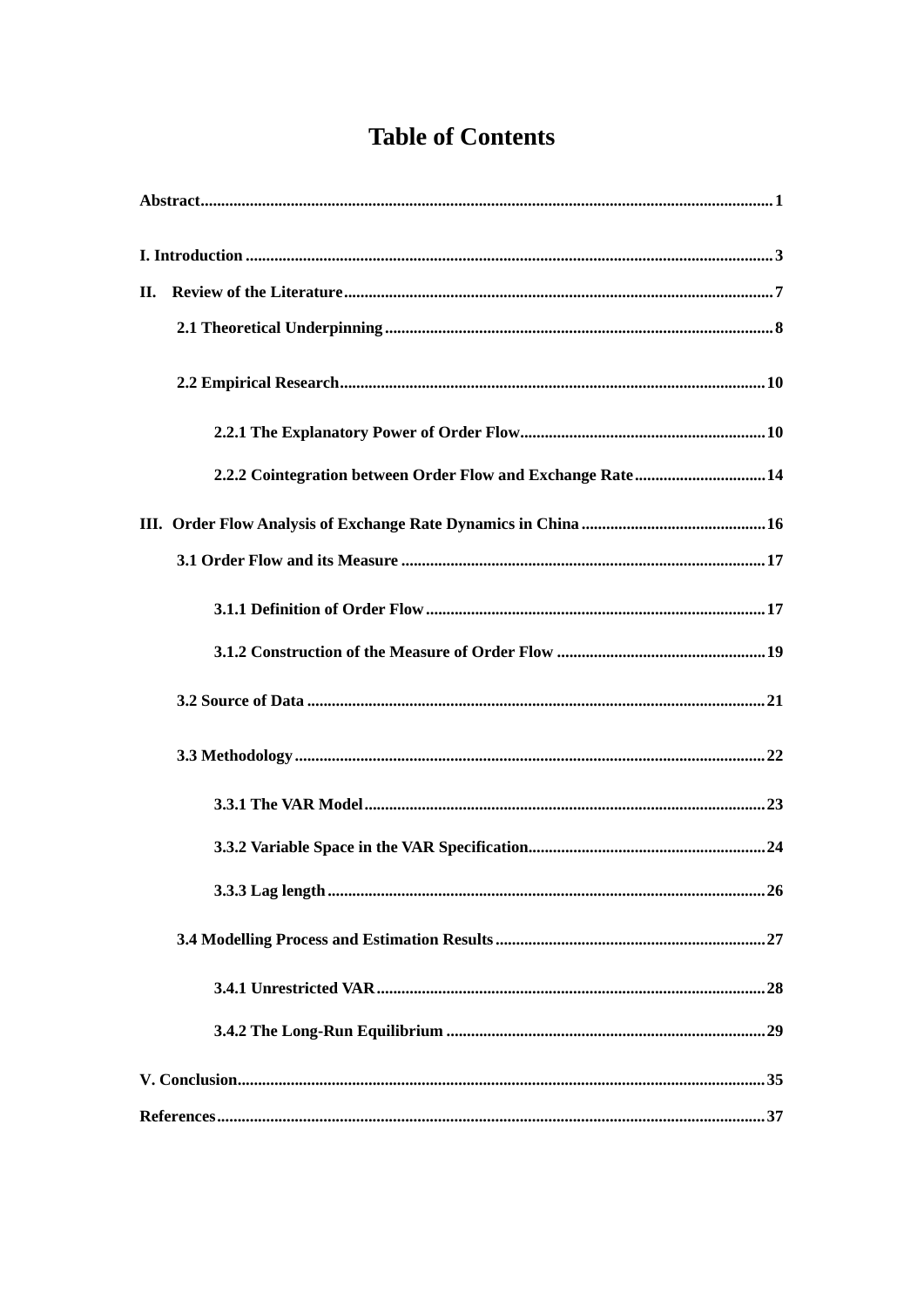# Table of Contents

**Abstract** .......... 1

**I. Introduction** .......... 3

**II. Review of the Literature** .......... 7

**2.1 Theoretical Underpinning** .......... 8

**2.2 Empirical Research** .......... 10

**2.2.1 The Explanatory Power of Order Flow** .......... 10

**2.2.2 Cointegration between Order Flow and Exchange Rate** .......... 14

**III. Order Flow Analysis of Exchange Rate Dynamics in China** .......... 16

**3.1 Order Flow and its Measure** .......... 17

**3.1.1 Definition of Order Flow** .......... 17

**3.1.2 Construction of the Measure of Order Flow** .......... 19

**3.2 Source of Data** .......... 21

**3.3 Methodology** .......... 22

**3.3.1 The VAR Model** .......... 23

**3.3.2 Variable Space in the VAR Specification** .......... 24

**3.3.3 Lag length** .......... 26

**3.4 Modelling Process and Estimation Results** .......... 27

**3.4.1 Unrestricted VAR** .......... 28

**3.4.2 The Long-Run Equilibrium** .......... 29

**V. Conclusion** .......... 35

**References** .......... 37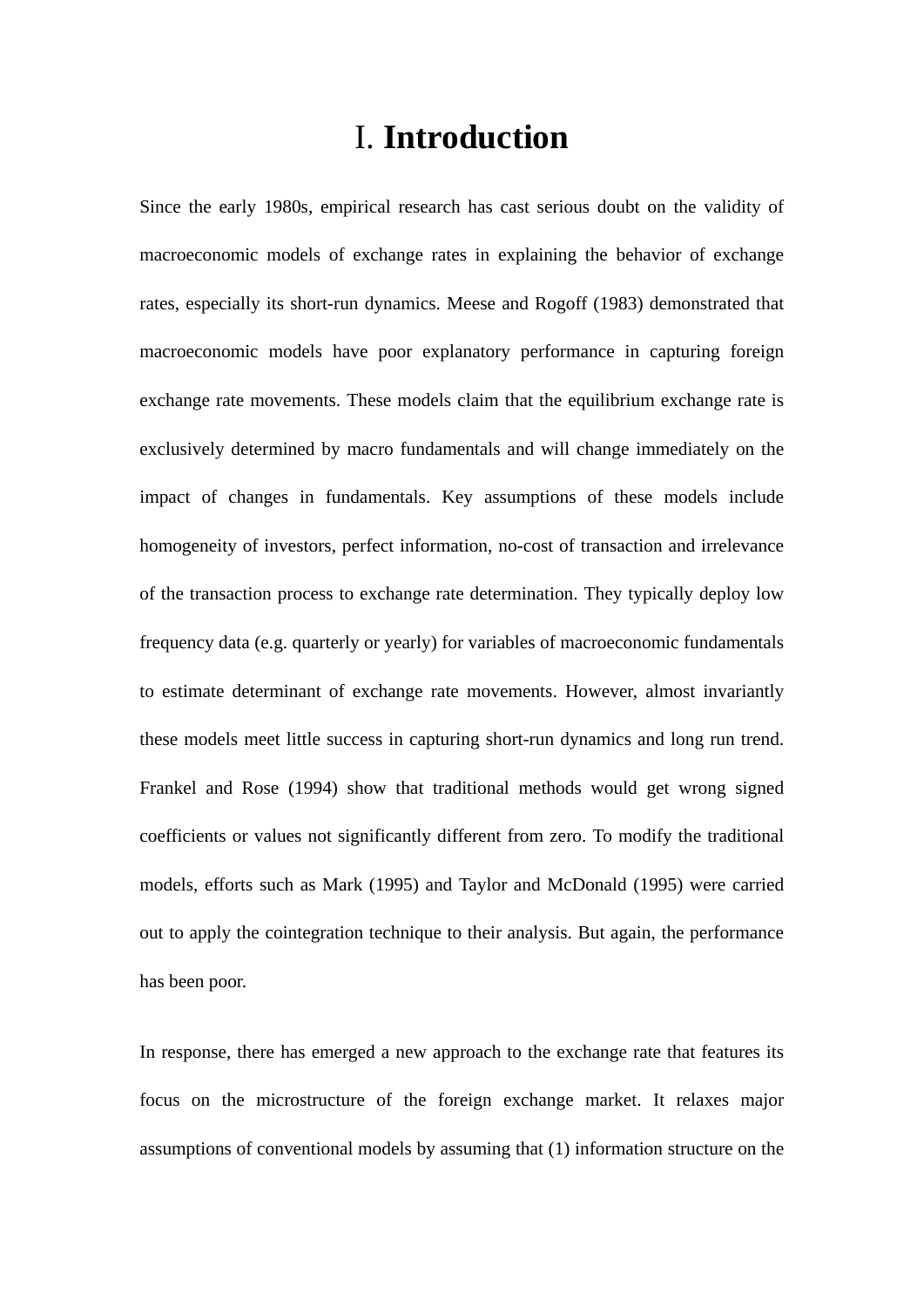# I. **Introduction**

Since the early 1980s, empirical research has cast serious doubt on the validity of macroeconomic models of exchange rates in explaining the behavior of exchange rates, especially its short-run dynamics. Meese and Rogoff (1983) demonstrated that macroeconomic models have poor explanatory performance in capturing foreign exchange rate movements. These models claim that the equilibrium exchange rate is exclusively determined by macro fundamentals and will change immediately on the impact of changes in fundamentals. Key assumptions of these models include homogeneity of investors, perfect information, no-cost of transaction and irrelevance of the transaction process to exchange rate determination. They typically deploy low frequency data (e.g. quarterly or yearly) for variables of macroeconomic fundamentals to estimate determinant of exchange rate movements. However, almost invariantly these models meet little success in capturing short-run dynamics and long run trend. Frankel and Rose (1994) show that traditional methods would get wrong signed coefficients or values not significantly different from zero. To modify the traditional models, efforts such as Mark (1995) and Taylor and McDonald (1995) were carried out to apply the cointegration technique to their analysis. But again, the performance has been poor.

In response, there has emerged a new approach to the exchange rate that features its focus on the microstructure of the foreign exchange market. It relaxes major assumptions of conventional models by assuming that (1) information structure on the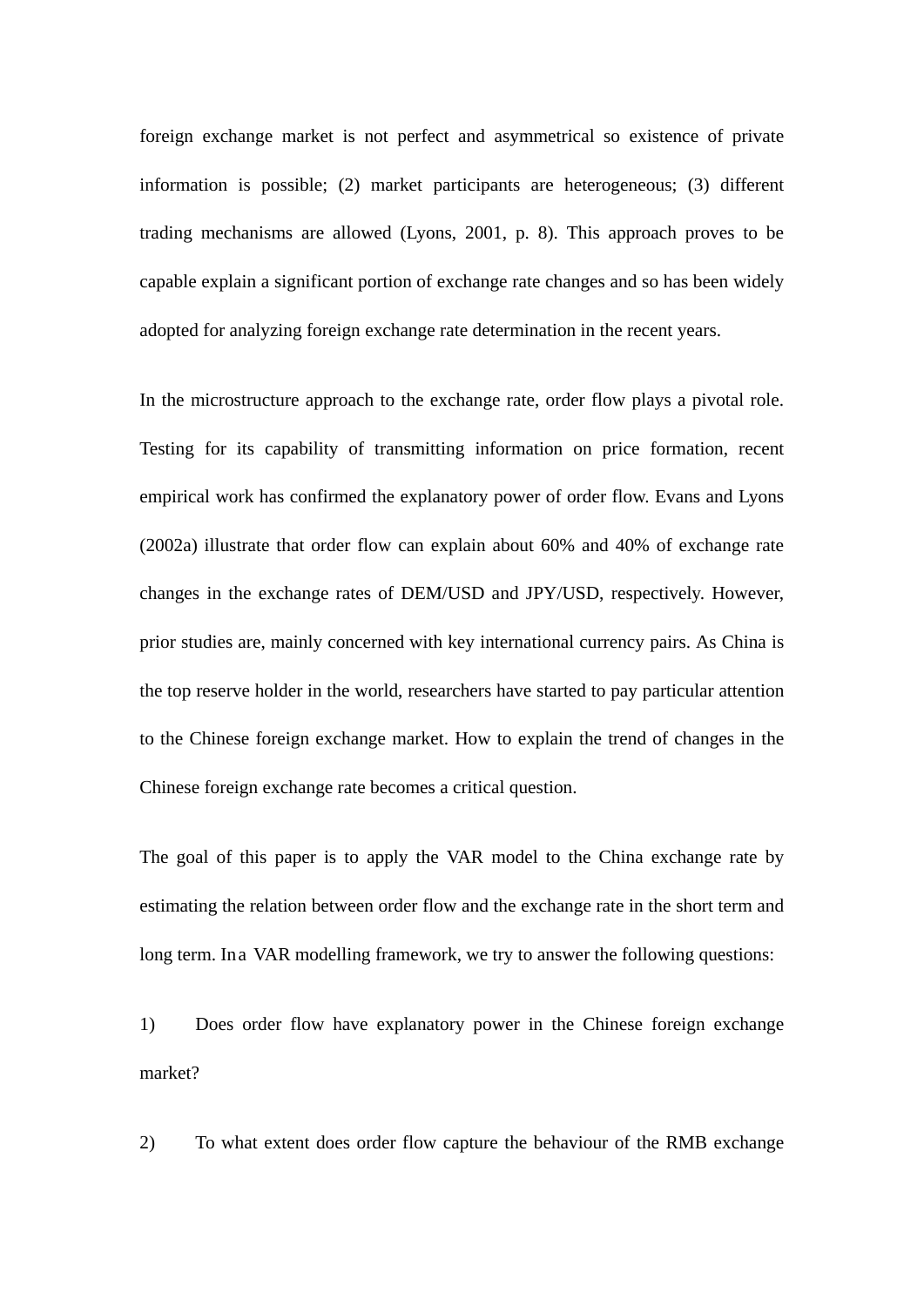foreign exchange market is not perfect and asymmetrical so existence of private information is possible; (2) market participants are heterogeneous; (3) different trading mechanisms are allowed (Lyons, 2001, p. 8). This approach proves to be capable explain a significant portion of exchange rate changes and so has been widely adopted for analyzing foreign exchange rate determination in the recent years.

In the microstructure approach to the exchange rate, order flow plays a pivotal role. Testing for its capability of transmitting information on price formation, recent empirical work has confirmed the explanatory power of order flow. Evans and Lyons (2002a) illustrate that order flow can explain about 60% and 40% of exchange rate changes in the exchange rates of DEM/USD and JPY/USD, respectively. However, prior studies are, mainly concerned with key international currency pairs. As China is the top reserve holder in the world, researchers have started to pay particular attention to the Chinese foreign exchange market. How to explain the trend of changes in the Chinese foreign exchange rate becomes a critical question.

The goal of this paper is to apply the VAR model to the China exchange rate by estimating the relation between order flow and the exchange rate in the short term and long term. In a VAR modelling framework, we try to answer the following questions:

1) Does order flow have explanatory power in the Chinese foreign exchange market?

2) To what extent does order flow capture the behaviour of the RMB exchange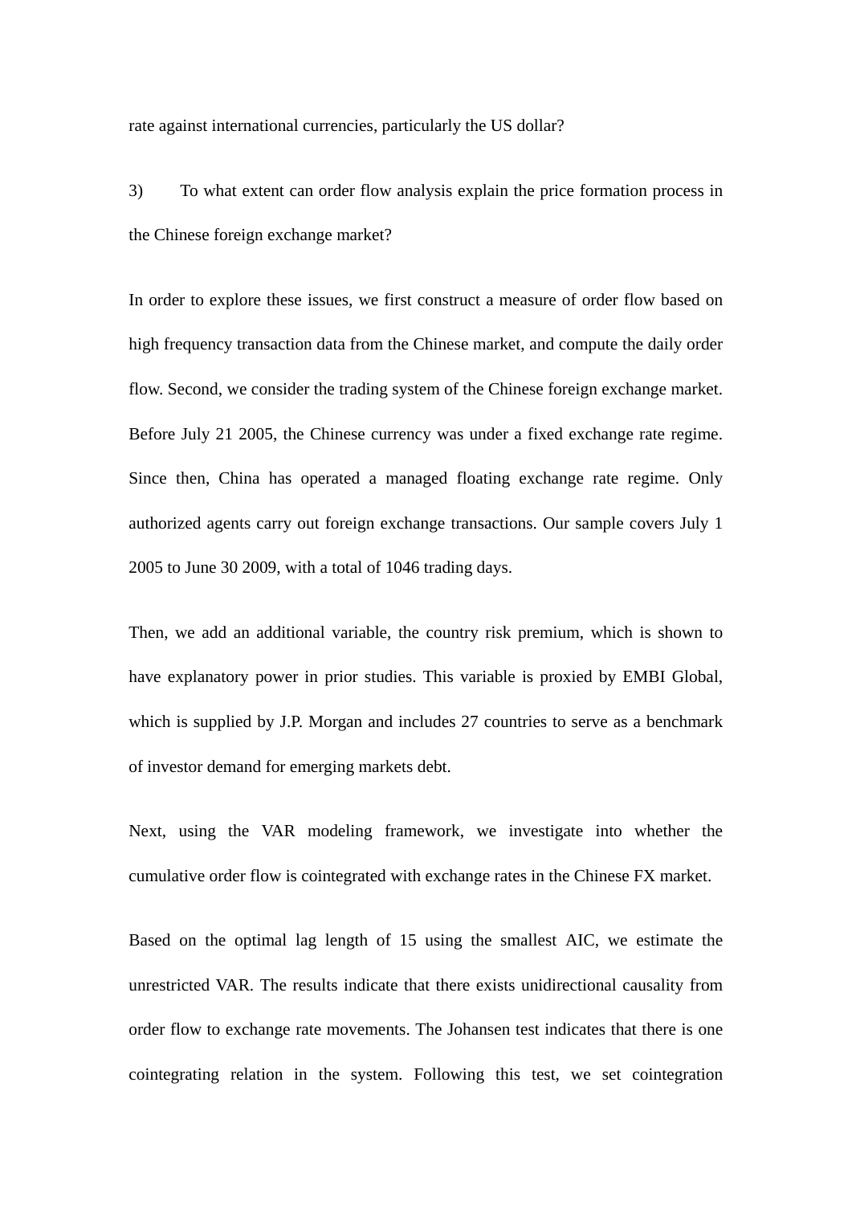rate against international currencies, particularly the US dollar?

3) To what extent can order flow analysis explain the price formation process in the Chinese foreign exchange market?

In order to explore these issues, we first construct a measure of order flow based on high frequency transaction data from the Chinese market, and compute the daily order flow. Second, we consider the trading system of the Chinese foreign exchange market. Before July 21 2005, the Chinese currency was under a fixed exchange rate regime. Since then, China has operated a managed floating exchange rate regime. Only authorized agents carry out foreign exchange transactions. Our sample covers July 1 2005 to June 30 2009, with a total of 1046 trading days.

Then, we add an additional variable, the country risk premium, which is shown to have explanatory power in prior studies. This variable is proxied by EMBI Global, which is supplied by J.P. Morgan and includes 27 countries to serve as a benchmark of investor demand for emerging markets debt.

Next, using the VAR modeling framework, we investigate into whether the cumulative order flow is cointegrated with exchange rates in the Chinese FX market.

Based on the optimal lag length of 15 using the smallest AIC, we estimate the unrestricted VAR. The results indicate that there exists unidirectional causality from order flow to exchange rate movements. The Johansen test indicates that there is one cointegrating relation in the system. Following this test, we set cointegration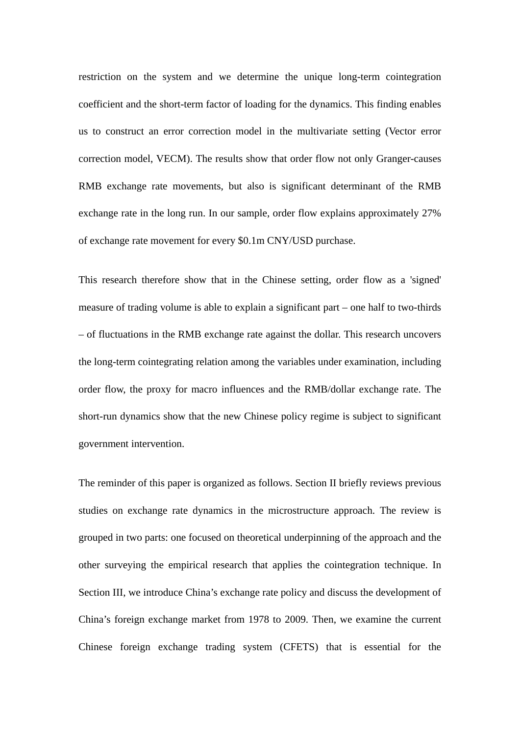restriction on the system and we determine the unique long-term cointegration coefficient and the short-term factor of loading for the dynamics. This finding enables us to construct an error correction model in the multivariate setting (Vector error correction model, VECM). The results show that order flow not only Granger-causes RMB exchange rate movements, but also is significant determinant of the RMB exchange rate in the long run. In our sample, order flow explains approximately 27% of exchange rate movement for every $0.1m CNY/USD purchase.

This research therefore show that in the Chinese setting, order flow as a 'signed' measure of trading volume is able to explain a significant part – one half to two-thirds – of fluctuations in the RMB exchange rate against the dollar. This research uncovers the long-term cointegrating relation among the variables under examination, including order flow, the proxy for macro influences and the RMB/dollar exchange rate. The short-run dynamics show that the new Chinese policy regime is subject to significant government intervention.

The reminder of this paper is organized as follows. Section II briefly reviews previous studies on exchange rate dynamics in the microstructure approach. The review is grouped in two parts: one focused on theoretical underpinning of the approach and the other surveying the empirical research that applies the cointegration technique. In Section III, we introduce China's exchange rate policy and discuss the development of China's foreign exchange market from 1978 to 2009. Then, we examine the current Chinese foreign exchange trading system (CFETS) that is essential for the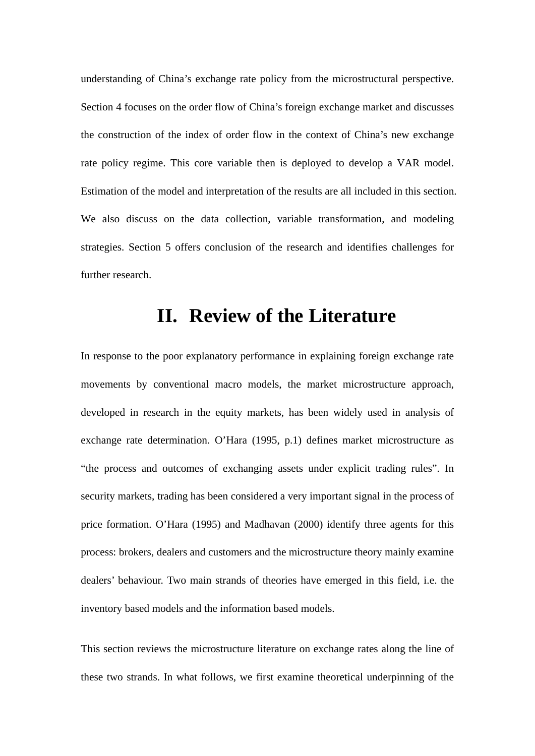understanding of China's exchange rate policy from the microstructural perspective. Section 4 focuses on the order flow of China's foreign exchange market and discusses the construction of the index of order flow in the context of China's new exchange rate policy regime. This core variable then is deployed to develop a VAR model. Estimation of the model and interpretation of the results are all included in this section. We also discuss on the data collection, variable transformation, and modeling strategies. Section 5 offers conclusion of the research and identifies challenges for further research.

# II. Review of the Literature

In response to the poor explanatory performance in explaining foreign exchange rate movements by conventional macro models, the market microstructure approach, developed in research in the equity markets, has been widely used in analysis of exchange rate determination. O'Hara (1995, p.1) defines market microstructure as "the process and outcomes of exchanging assets under explicit trading rules". In security markets, trading has been considered a very important signal in the process of price formation. O'Hara (1995) and Madhavan (2000) identify three agents for this process: brokers, dealers and customers and the microstructure theory mainly examine dealers' behaviour. Two main strands of theories have emerged in this field, i.e. the inventory based models and the information based models.

This section reviews the microstructure literature on exchange rates along the line of these two strands. In what follows, we first examine theoretical underpinning of the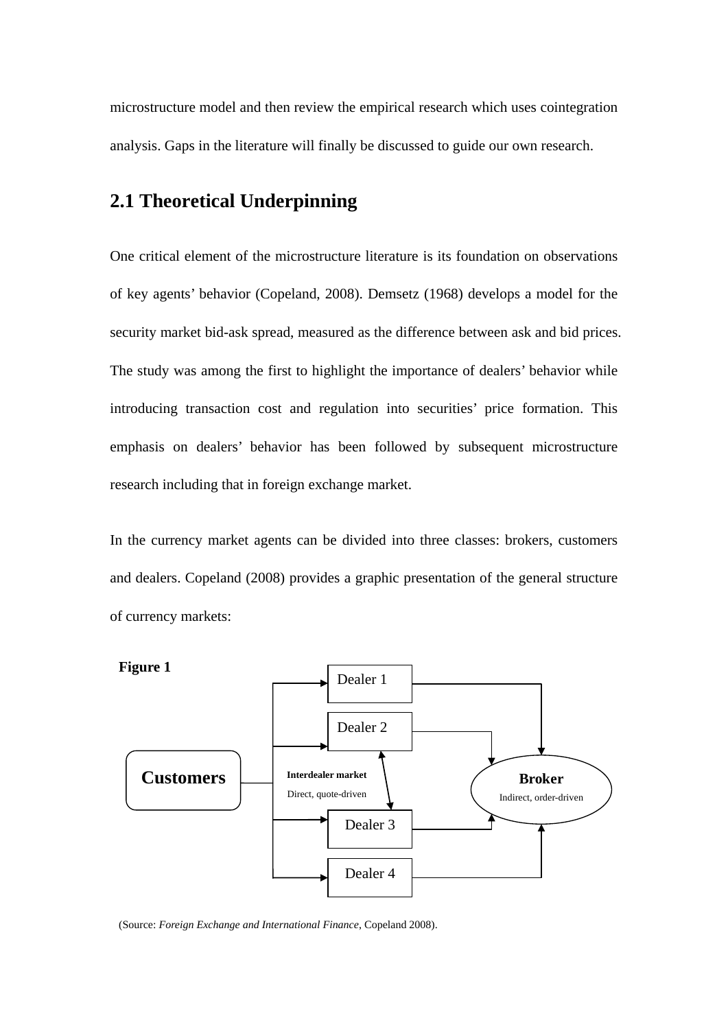microstructure model and then review the empirical research which uses cointegration analysis. Gaps in the literature will finally be discussed to guide our own research.

## 2.1 Theoretical Underpinning

One critical element of the microstructure literature is its foundation on observations of key agents' behavior (Copeland, 2008). Demsetz (1968) develops a model for the security market bid-ask spread, measured as the difference between ask and bid prices. The study was among the first to highlight the importance of dealers' behavior while introducing transaction cost and regulation into securities' price formation. This emphasis on dealers' behavior has been followed by subsequent microstructure research including that in foreign exchange market.

In the currency market agents can be divided into three classes: brokers, customers and dealers. Copeland (2008) provides a graphic presentation of the general structure of currency markets:

**Figure 1**

Dealer 1

Dealer 2

Customers

Interdealer market
Direct, quote-driven

Broker
Indirect, order-driven

Dealer 3

Dealer 4

(Source: *Foreign Exchange and International Finance*, Copeland 2008).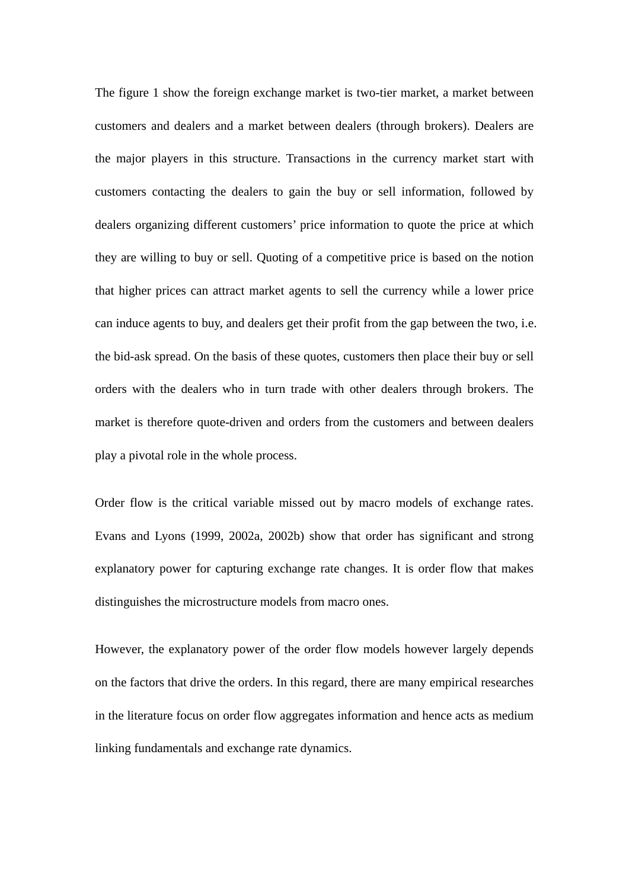The figure 1 show the foreign exchange market is two-tier market, a market between customers and dealers and a market between dealers (through brokers). Dealers are the major players in this structure. Transactions in the currency market start with customers contacting the dealers to gain the buy or sell information, followed by dealers organizing different customers' price information to quote the price at which they are willing to buy or sell. Quoting of a competitive price is based on the notion that higher prices can attract market agents to sell the currency while a lower price can induce agents to buy, and dealers get their profit from the gap between the two, i.e. the bid-ask spread. On the basis of these quotes, customers then place their buy or sell orders with the dealers who in turn trade with other dealers through brokers. The market is therefore quote-driven and orders from the customers and between dealers play a pivotal role in the whole process.

Order flow is the critical variable missed out by macro models of exchange rates. Evans and Lyons (1999, 2002a, 2002b) show that order has significant and strong explanatory power for capturing exchange rate changes. It is order flow that makes distinguishes the microstructure models from macro ones.

However, the explanatory power of the order flow models however largely depends on the factors that drive the orders. In this regard, there are many empirical researches in the literature focus on order flow aggregates information and hence acts as medium linking fundamentals and exchange rate dynamics.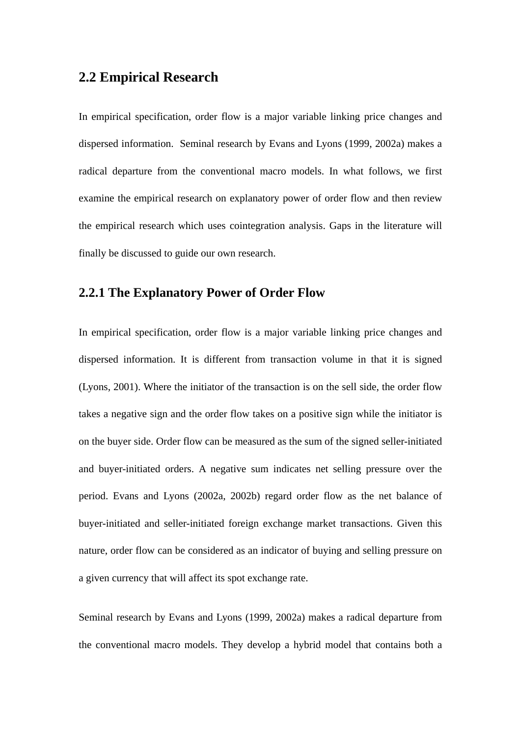## 2.2 Empirical Research

In empirical specification, order flow is a major variable linking price changes and dispersed information. Seminal research by Evans and Lyons (1999, 2002a) makes a radical departure from the conventional macro models. In what follows, we first examine the empirical research on explanatory power of order flow and then review the empirical research which uses cointegration analysis. Gaps in the literature will finally be discussed to guide our own research.

### 2.2.1 The Explanatory Power of Order Flow

In empirical specification, order flow is a major variable linking price changes and dispersed information. It is different from transaction volume in that it is signed (Lyons, 2001). Where the initiator of the transaction is on the sell side, the order flow takes a negative sign and the order flow takes on a positive sign while the initiator is on the buyer side. Order flow can be measured as the sum of the signed seller-initiated and buyer-initiated orders. A negative sum indicates net selling pressure over the period. Evans and Lyons (2002a, 2002b) regard order flow as the net balance of buyer-initiated and seller-initiated foreign exchange market transactions. Given this nature, order flow can be considered as an indicator of buying and selling pressure on a given currency that will affect its spot exchange rate.

Seminal research by Evans and Lyons (1999, 2002a) makes a radical departure from the conventional macro models. They develop a hybrid model that contains both a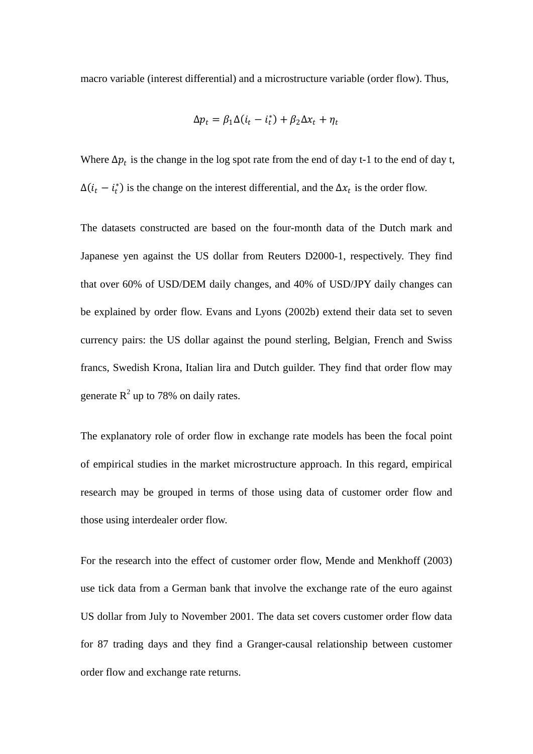macro variable (interest differential) and a microstructure variable (order flow). Thus,

$$\Delta p_t = \beta_1 \Delta(i_t - i_t^*) + \beta_2 \Delta x_t + \eta_t$$

Where $\Delta p_t$ is the change in the log spot rate from the end of day t-1 to the end of day t, $\Delta(i_t - i_t^*)$ is the change on the interest differential, and the $\Delta x_t$ is the order flow.

The datasets constructed are based on the four-month data of the Dutch mark and Japanese yen against the US dollar from Reuters D2000-1, respectively. They find that over 60% of USD/DEM daily changes, and 40% of USD/JPY daily changes can be explained by order flow. Evans and Lyons (2002b) extend their data set to seven currency pairs: the US dollar against the pound sterling, Belgian, French and Swiss francs, Swedish Krona, Italian lira and Dutch guilder. They find that order flow may generate $R^2$ up to 78% on daily rates.

The explanatory role of order flow in exchange rate models has been the focal point of empirical studies in the market microstructure approach. In this regard, empirical research may be grouped in terms of those using data of customer order flow and those using interdealer order flow.

For the research into the effect of customer order flow, Mende and Menkhoff (2003) use tick data from a German bank that involve the exchange rate of the euro against US dollar from July to November 2001. The data set covers customer order flow data for 87 trading days and they find a Granger-causal relationship between customer order flow and exchange rate returns.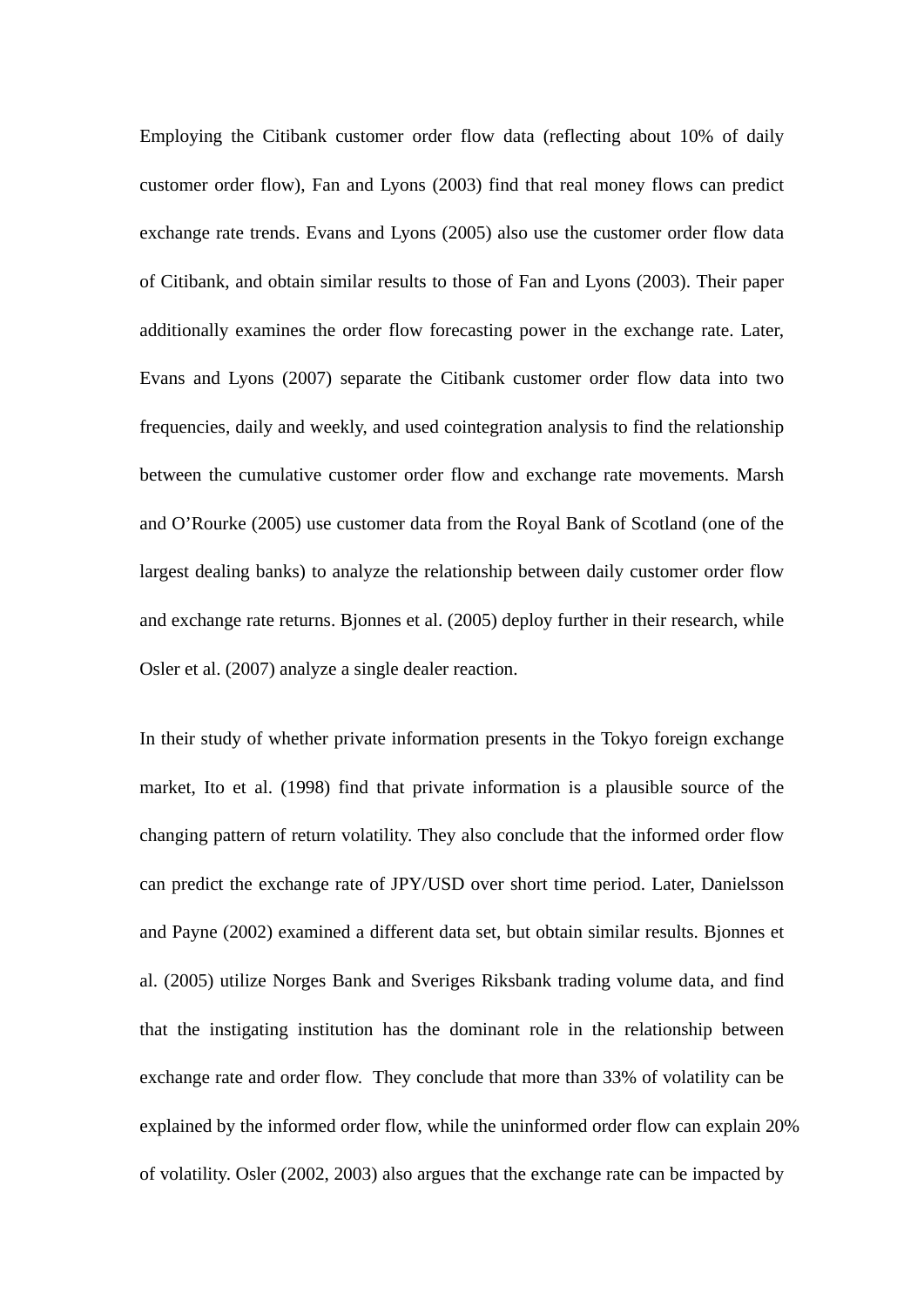Employing the Citibank customer order flow data (reflecting about 10% of daily customer order flow), Fan and Lyons (2003) find that real money flows can predict exchange rate trends. Evans and Lyons (2005) also use the customer order flow data of Citibank, and obtain similar results to those of Fan and Lyons (2003). Their paper additionally examines the order flow forecasting power in the exchange rate. Later, Evans and Lyons (2007) separate the Citibank customer order flow data into two frequencies, daily and weekly, and used cointegration analysis to find the relationship between the cumulative customer order flow and exchange rate movements. Marsh and O'Rourke (2005) use customer data from the Royal Bank of Scotland (one of the largest dealing banks) to analyze the relationship between daily customer order flow and exchange rate returns. Bjonnes et al. (2005) deploy further in their research, while Osler et al. (2007) analyze a single dealer reaction.

In their study of whether private information presents in the Tokyo foreign exchange market, Ito et al. (1998) find that private information is a plausible source of the changing pattern of return volatility. They also conclude that the informed order flow can predict the exchange rate of JPY/USD over short time period. Later, Danielsson and Payne (2002) examined a different data set, but obtain similar results. Bjonnes et al. (2005) utilize Norges Bank and Sveriges Riksbank trading volume data, and find that the instigating institution has the dominant role in the relationship between exchange rate and order flow. They conclude that more than 33% of volatility can be explained by the informed order flow, while the uninformed order flow can explain 20% of volatility. Osler (2002, 2003) also argues that the exchange rate can be impacted by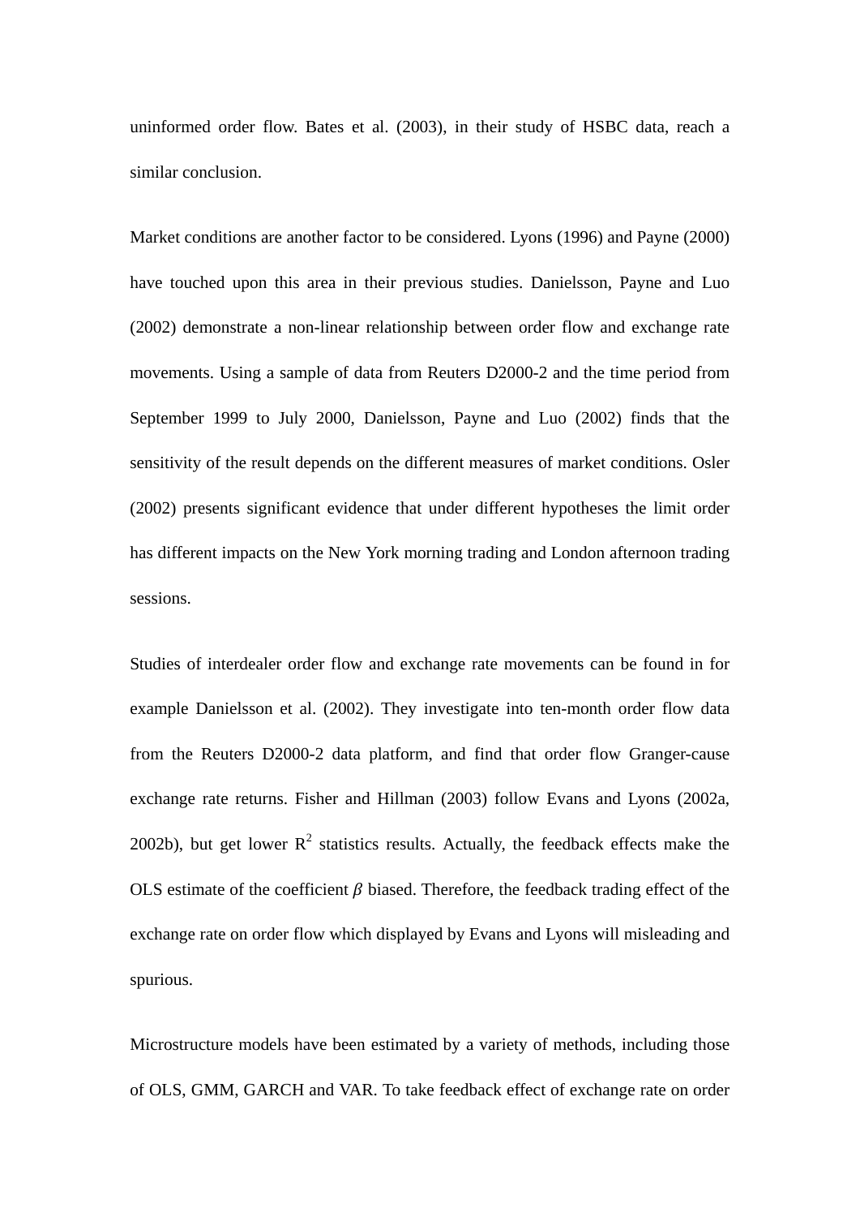uninformed order flow. Bates et al. (2003), in their study of HSBC data, reach a similar conclusion.

Market conditions are another factor to be considered. Lyons (1996) and Payne (2000) have touched upon this area in their previous studies. Danielsson, Payne and Luo (2002) demonstrate a non-linear relationship between order flow and exchange rate movements. Using a sample of data from Reuters D2000-2 and the time period from September 1999 to July 2000, Danielsson, Payne and Luo (2002) finds that the sensitivity of the result depends on the different measures of market conditions. Osler (2002) presents significant evidence that under different hypotheses the limit order has different impacts on the New York morning trading and London afternoon trading sessions.

Studies of interdealer order flow and exchange rate movements can be found in for example Danielsson et al. (2002). They investigate into ten-month order flow data from the Reuters D2000-2 data platform, and find that order flow Granger-cause exchange rate returns. Fisher and Hillman (2003) follow Evans and Lyons (2002a, 2002b), but get lower $R^2$ statistics results. Actually, the feedback effects make the OLS estimate of the coefficient $\beta$ biased. Therefore, the feedback trading effect of the exchange rate on order flow which displayed by Evans and Lyons will misleading and spurious.

Microstructure models have been estimated by a variety of methods, including those of OLS, GMM, GARCH and VAR. To take feedback effect of exchange rate on order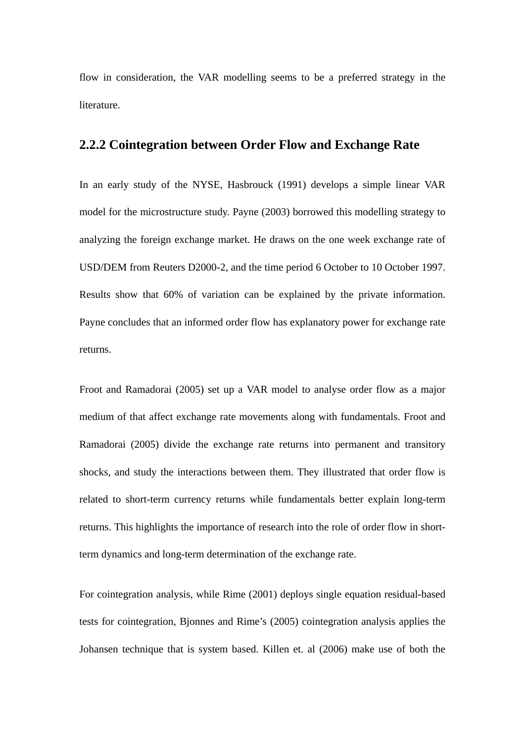flow in consideration, the VAR modelling seems to be a preferred strategy in the literature.

## 2.2.2 Cointegration between Order Flow and Exchange Rate

In an early study of the NYSE, Hasbrouck (1991) develops a simple linear VAR model for the microstructure study. Payne (2003) borrowed this modelling strategy to analyzing the foreign exchange market. He draws on the one week exchange rate of USD/DEM from Reuters D2000-2, and the time period 6 October to 10 October 1997. Results show that 60% of variation can be explained by the private information. Payne concludes that an informed order flow has explanatory power for exchange rate returns.

Froot and Ramadorai (2005) set up a VAR model to analyse order flow as a major medium of that affect exchange rate movements along with fundamentals. Froot and Ramadorai (2005) divide the exchange rate returns into permanent and transitory shocks, and study the interactions between them. They illustrated that order flow is related to short-term currency returns while fundamentals better explain long-term returns. This highlights the importance of research into the role of order flow in short-term dynamics and long-term determination of the exchange rate.

For cointegration analysis, while Rime (2001) deploys single equation residual-based tests for cointegration, Bjonnes and Rime's (2005) cointegration analysis applies the Johansen technique that is system based. Killen et. al (2006) make use of both the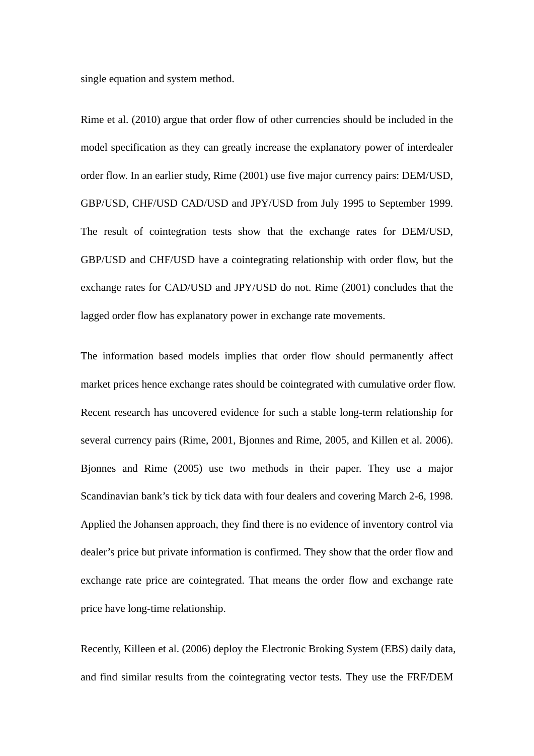single equation and system method.

Rime et al. (2010) argue that order flow of other currencies should be included in the model specification as they can greatly increase the explanatory power of interdealer order flow. In an earlier study, Rime (2001) use five major currency pairs: DEM/USD, GBP/USD, CHF/USD CAD/USD and JPY/USD from July 1995 to September 1999. The result of cointegration tests show that the exchange rates for DEM/USD, GBP/USD and CHF/USD have a cointegrating relationship with order flow, but the exchange rates for CAD/USD and JPY/USD do not. Rime (2001) concludes that the lagged order flow has explanatory power in exchange rate movements.

The information based models implies that order flow should permanently affect market prices hence exchange rates should be cointegrated with cumulative order flow. Recent research has uncovered evidence for such a stable long-term relationship for several currency pairs (Rime, 2001, Bjonnes and Rime, 2005, and Killen et al. 2006). Bjonnes and Rime (2005) use two methods in their paper. They use a major Scandinavian bank's tick by tick data with four dealers and covering March 2-6, 1998. Applied the Johansen approach, they find there is no evidence of inventory control via dealer's price but private information is confirmed. They show that the order flow and exchange rate price are cointegrated. That means the order flow and exchange rate price have long-time relationship.

Recently, Killeen et al. (2006) deploy the Electronic Broking System (EBS) daily data, and find similar results from the cointegrating vector tests. They use the FRF/DEM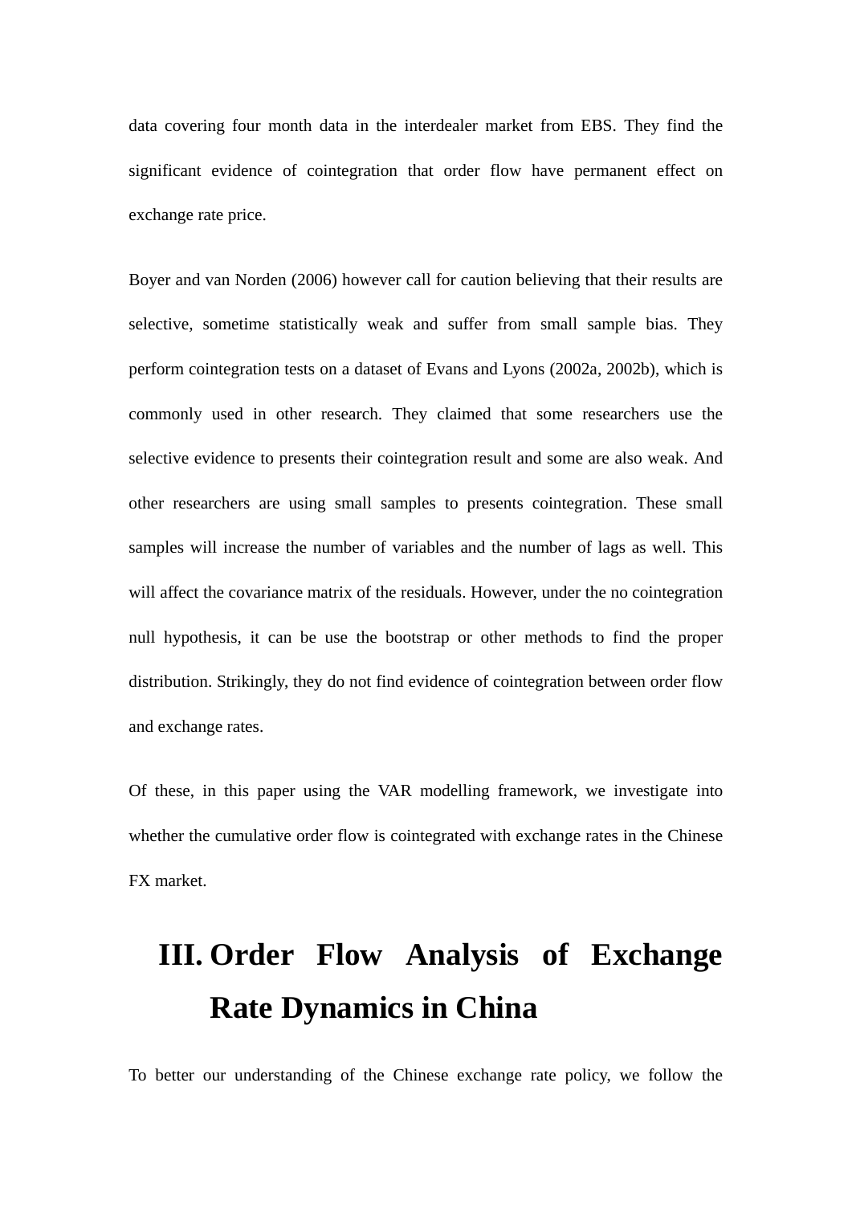data covering four month data in the interdealer market from EBS. They find the significant evidence of cointegration that order flow have permanent effect on exchange rate price.

Boyer and van Norden (2006) however call for caution believing that their results are selective, sometime statistically weak and suffer from small sample bias. They perform cointegration tests on a dataset of Evans and Lyons (2002a, 2002b), which is commonly used in other research. They claimed that some researchers use the selective evidence to presents their cointegration result and some are also weak. And other researchers are using small samples to presents cointegration. These small samples will increase the number of variables and the number of lags as well. This will affect the covariance matrix of the residuals. However, under the no cointegration null hypothesis, it can be use the bootstrap or other methods to find the proper distribution. Strikingly, they do not find evidence of cointegration between order flow and exchange rates.

Of these, in this paper using the VAR modelling framework, we investigate into whether the cumulative order flow is cointegrated with exchange rates in the Chinese FX market.

# III. Order Flow Analysis of Exchange Rate Dynamics in China

To better our understanding of the Chinese exchange rate policy, we follow the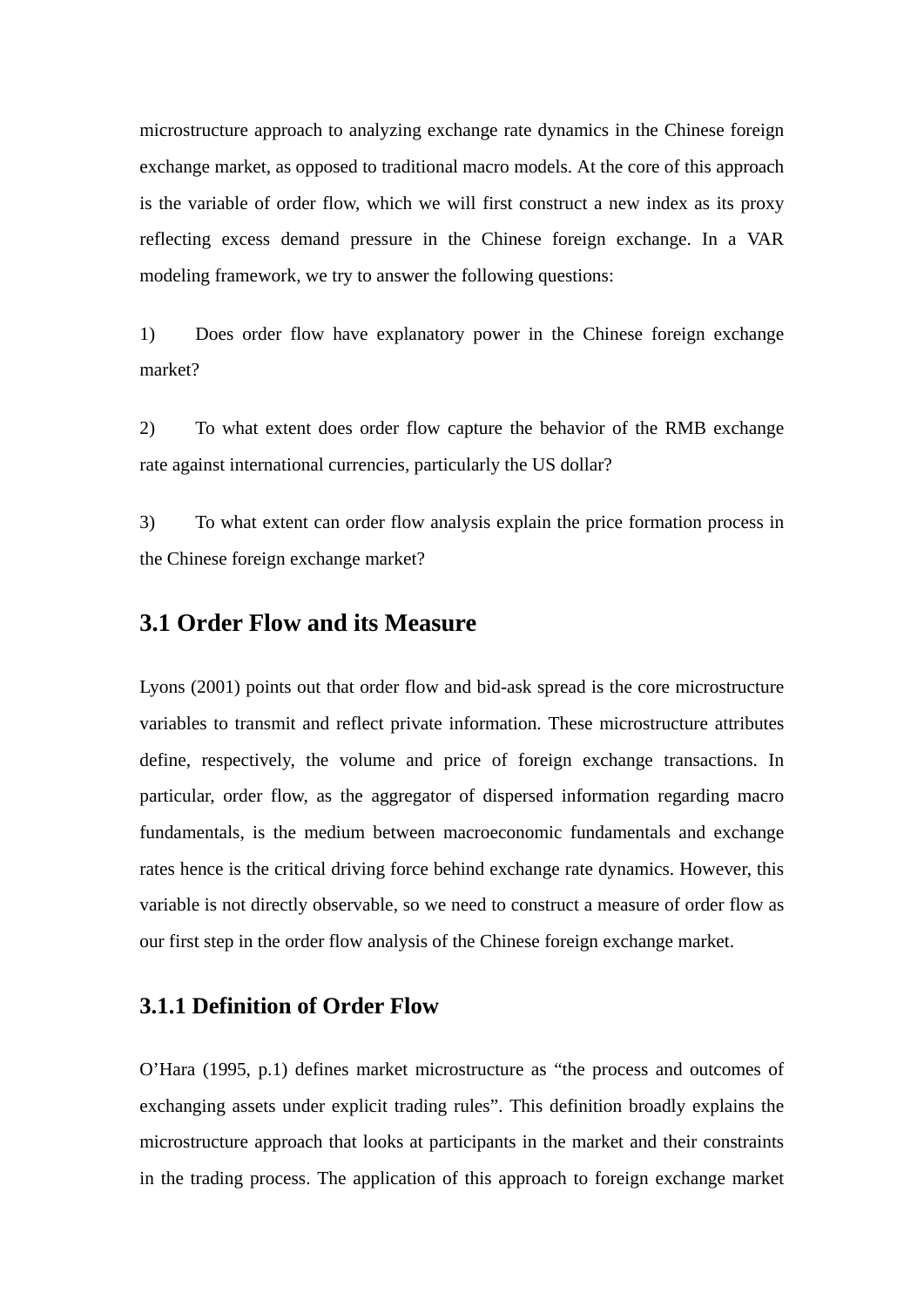microstructure approach to analyzing exchange rate dynamics in the Chinese foreign exchange market, as opposed to traditional macro models. At the core of this approach is the variable of order flow, which we will first construct a new index as its proxy reflecting excess demand pressure in the Chinese foreign exchange. In a VAR modeling framework, we try to answer the following questions:

1) Does order flow have explanatory power in the Chinese foreign exchange market?

2) To what extent does order flow capture the behavior of the RMB exchange rate against international currencies, particularly the US dollar?

3) To what extent can order flow analysis explain the price formation process in the Chinese foreign exchange market?

## 3.1 Order Flow and its Measure

Lyons (2001) points out that order flow and bid-ask spread is the core microstructure variables to transmit and reflect private information. These microstructure attributes define, respectively, the volume and price of foreign exchange transactions. In particular, order flow, as the aggregator of dispersed information regarding macro fundamentals, is the medium between macroeconomic fundamentals and exchange rates hence is the critical driving force behind exchange rate dynamics. However, this variable is not directly observable, so we need to construct a measure of order flow as our first step in the order flow analysis of the Chinese foreign exchange market.

### 3.1.1 Definition of Order Flow

O'Hara (1995, p.1) defines market microstructure as "the process and outcomes of exchanging assets under explicit trading rules". This definition broadly explains the microstructure approach that looks at participants in the market and their constraints in the trading process. The application of this approach to foreign exchange market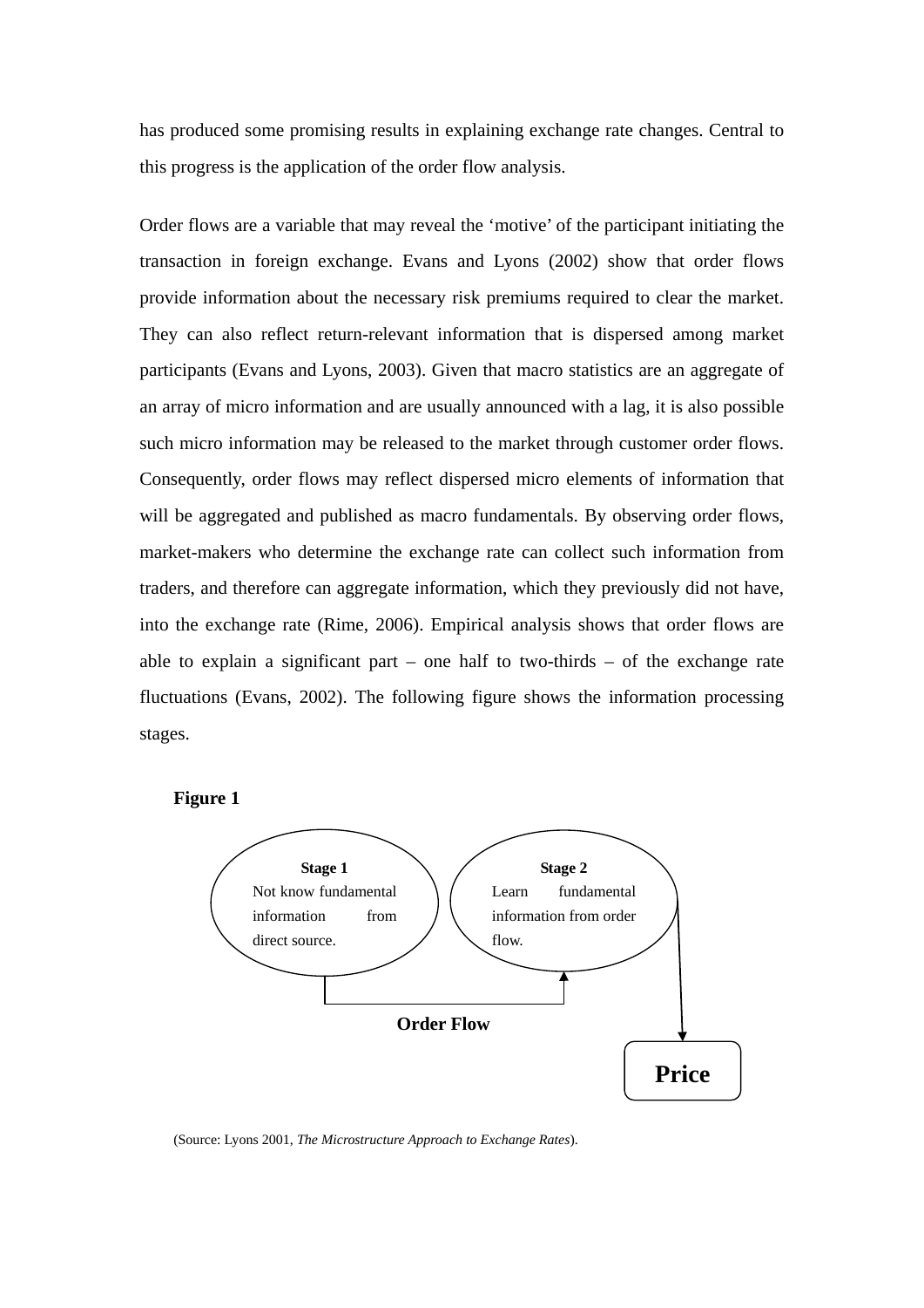has produced some promising results in explaining exchange rate changes. Central to this progress is the application of the order flow analysis.

Order flows are a variable that may reveal the 'motive' of the participant initiating the transaction in foreign exchange. Evans and Lyons (2002) show that order flows provide information about the necessary risk premiums required to clear the market. They can also reflect return-relevant information that is dispersed among market participants (Evans and Lyons, 2003). Given that macro statistics are an aggregate of an array of micro information and are usually announced with a lag, it is also possible such micro information may be released to the market through customer order flows. Consequently, order flows may reflect dispersed micro elements of information that will be aggregated and published as macro fundamentals. By observing order flows, market-makers who determine the exchange rate can collect such information from traders, and therefore can aggregate information, which they previously did not have, into the exchange rate (Rime, 2006). Empirical analysis shows that order flows are able to explain a significant part – one half to two-thirds – of the exchange rate fluctuations (Evans, 2002). The following figure shows the information processing stages.

**Figure 1**

**Stage 1**
Not know fundamental information from direct source.

**Stage 2**
Learn fundamental information from order flow.

**Order Flow**

**Price**

(Source: Lyons 2001, *The Microstructure Approach to Exchange Rates*).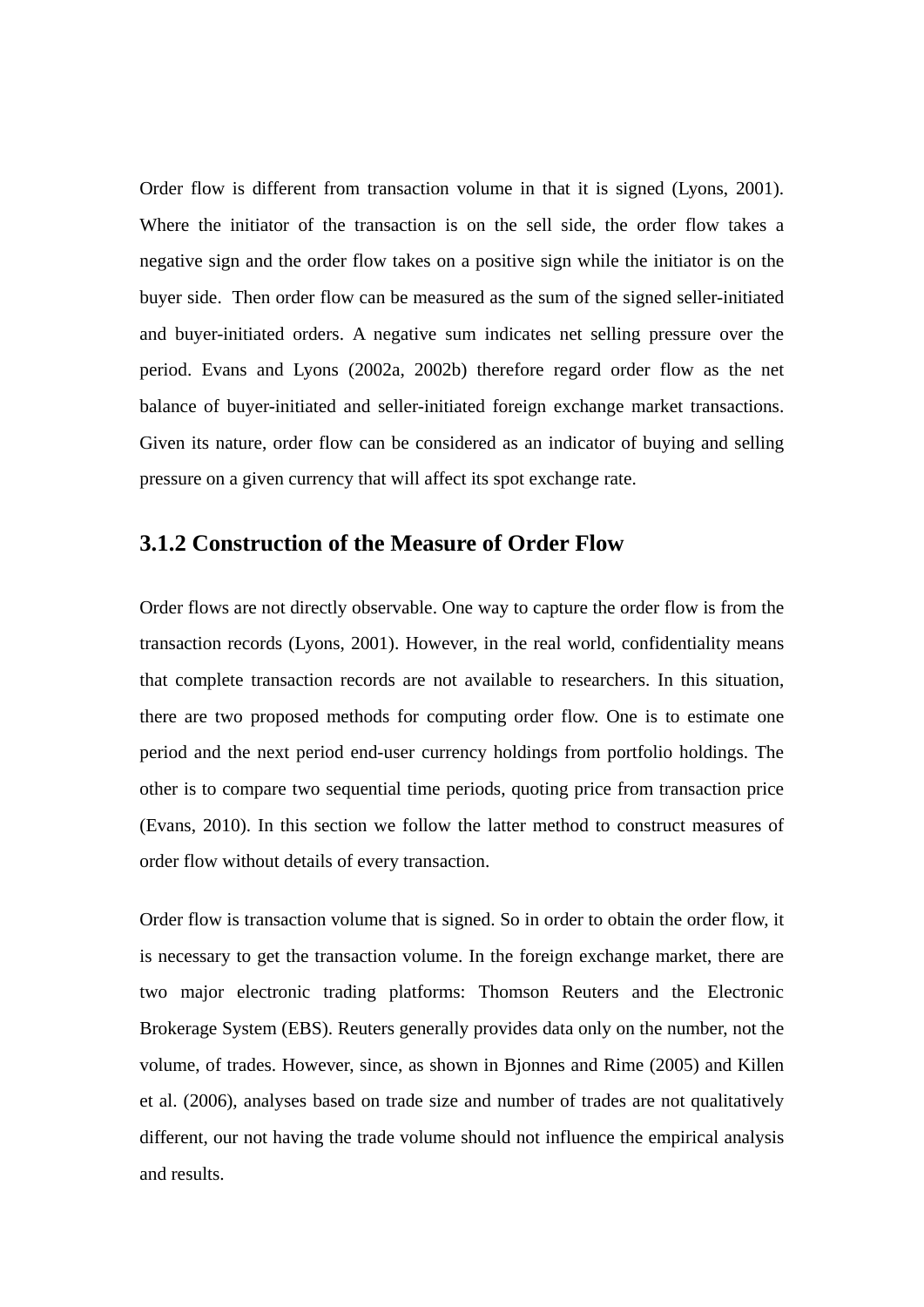Order flow is different from transaction volume in that it is signed (Lyons, 2001). Where the initiator of the transaction is on the sell side, the order flow takes a negative sign and the order flow takes on a positive sign while the initiator is on the buyer side. Then order flow can be measured as the sum of the signed seller-initiated and buyer-initiated orders. A negative sum indicates net selling pressure over the period. Evans and Lyons (2002a, 2002b) therefore regard order flow as the net balance of buyer-initiated and seller-initiated foreign exchange market transactions. Given its nature, order flow can be considered as an indicator of buying and selling pressure on a given currency that will affect its spot exchange rate.

### 3.1.2 Construction of the Measure of Order Flow

Order flows are not directly observable. One way to capture the order flow is from the transaction records (Lyons, 2001). However, in the real world, confidentiality means that complete transaction records are not available to researchers. In this situation, there are two proposed methods for computing order flow. One is to estimate one period and the next period end-user currency holdings from portfolio holdings. The other is to compare two sequential time periods, quoting price from transaction price (Evans, 2010). In this section we follow the latter method to construct measures of order flow without details of every transaction.

Order flow is transaction volume that is signed. So in order to obtain the order flow, it is necessary to get the transaction volume. In the foreign exchange market, there are two major electronic trading platforms: Thomson Reuters and the Electronic Brokerage System (EBS). Reuters generally provides data only on the number, not the volume, of trades. However, since, as shown in Bjonnes and Rime (2005) and Killen et al. (2006), analyses based on trade size and number of trades are not qualitatively different, our not having the trade volume should not influence the empirical analysis and results.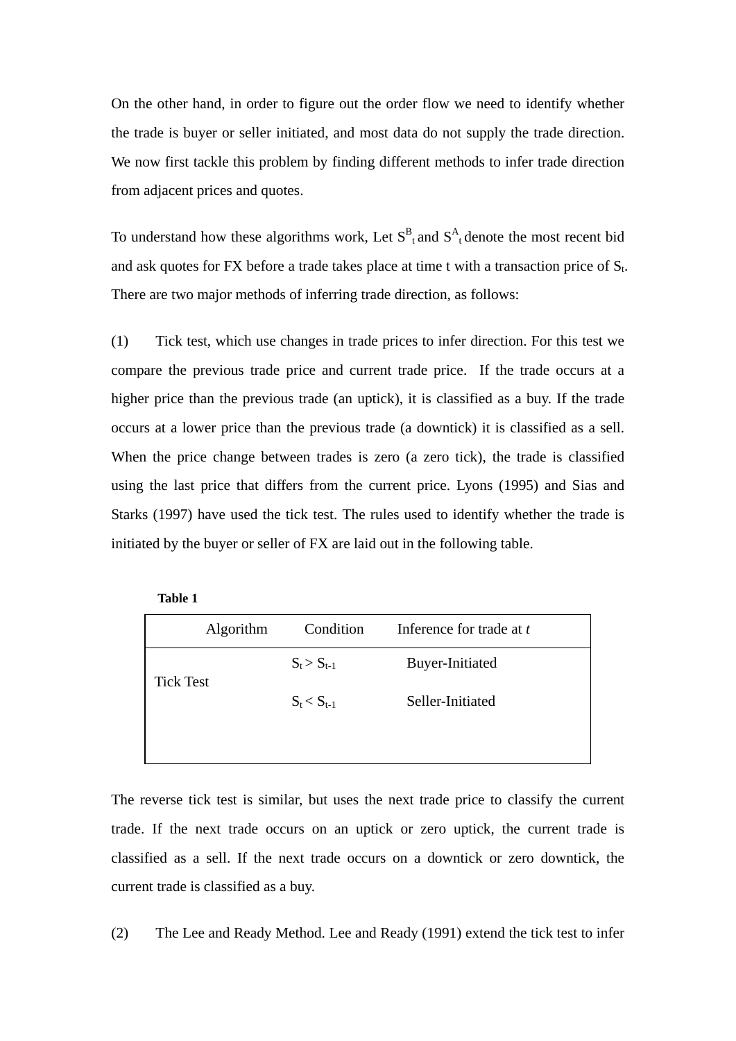On the other hand, in order to figure out the order flow we need to identify whether the trade is buyer or seller initiated, and most data do not supply the trade direction. We now first tackle this problem by finding different methods to infer trade direction from adjacent prices and quotes.

To understand how these algorithms work, Let $S^B_t$ and $S^A_t$ denote the most recent bid and ask quotes for FX before a trade takes place at time t with a transaction price of $S_t$. There are two major methods of inferring trade direction, as follows:

(1) Tick test, which use changes in trade prices to infer direction. For this test we compare the previous trade price and current trade price. If the trade occurs at a higher price than the previous trade (an uptick), it is classified as a buy. If the trade occurs at a lower price than the previous trade (a downtick) it is classified as a sell. When the price change between trades is zero (a zero tick), the trade is classified using the last price that differs from the current price. Lyons (1995) and Sias and Starks (1997) have used the tick test. The rules used to identify whether the trade is initiated by the buyer or seller of FX are laid out in the following table.

**Table 1**

| Algorithm | Condition | Inference for trade at *t* |
|---|---|---|
| Tick Test | $S_t > S_{t-1}$ | Buyer-Initiated |
| | $S_t < S_{t-1}$ | Seller-Initiated |

The reverse tick test is similar, but uses the next trade price to classify the current trade. If the next trade occurs on an uptick or zero uptick, the current trade is classified as a sell. If the next trade occurs on a downtick or zero downtick, the current trade is classified as a buy.

(2) The Lee and Ready Method. Lee and Ready (1991) extend the tick test to infer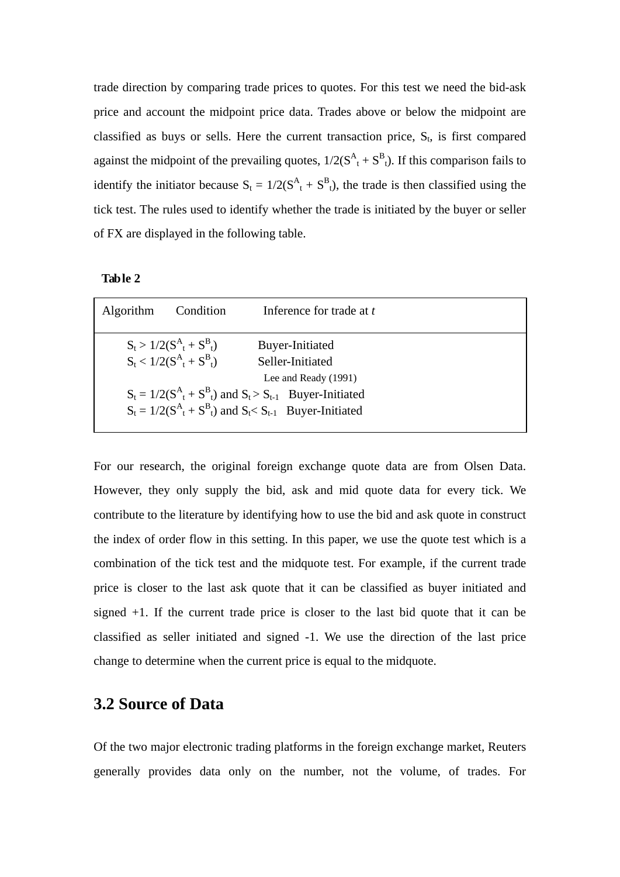trade direction by comparing trade prices to quotes. For this test we need the bid-ask price and account the midpoint price data. Trades above or below the midpoint are classified as buys or sells. Here the current transaction price, $S_t$, is first compared against the midpoint of the prevailing quotes, $1/2(S^A_t + S^B_t)$. If this comparison fails to identify the initiator because $S_t = 1/2(S^A_t + S^B_t)$, the trade is then classified using the tick test. The rules used to identify whether the trade is initiated by the buyer or seller of FX are displayed in the following table.

**Table 2**

| Algorithm | Condition | Inference for trade at *t* |
|---|---|---|
| | $S_t > 1/2(S^A_t + S^B_t)$ | Buyer-Initiated |
| | $S_t < 1/2(S^A_t + S^B_t)$ | Seller-Initiated |
| Lee and Ready (1991) | | |
| | $S_t = 1/2(S^A_t + S^B_t)$ and $S_t > S_{t-1}$ | Buyer-Initiated |
| | $S_t = 1/2(S^A_t + S^B_t)$ and $S_t < S_{t-1}$ | Buyer-Initiated |

For our research, the original foreign exchange quote data are from Olsen Data. However, they only supply the bid, ask and mid quote data for every tick. We contribute to the literature by identifying how to use the bid and ask quote in construct the index of order flow in this setting. In this paper, we use the quote test which is a combination of the tick test and the midquote test. For example, if the current trade price is closer to the last ask quote that it can be classified as buyer initiated and signed +1. If the current trade price is closer to the last bid quote that it can be classified as seller initiated and signed -1. We use the direction of the last price change to determine when the current price is equal to the midquote.

## 3.2 Source of Data

Of the two major electronic trading platforms in the foreign exchange market, Reuters generally provides data only on the number, not the volume, of trades. For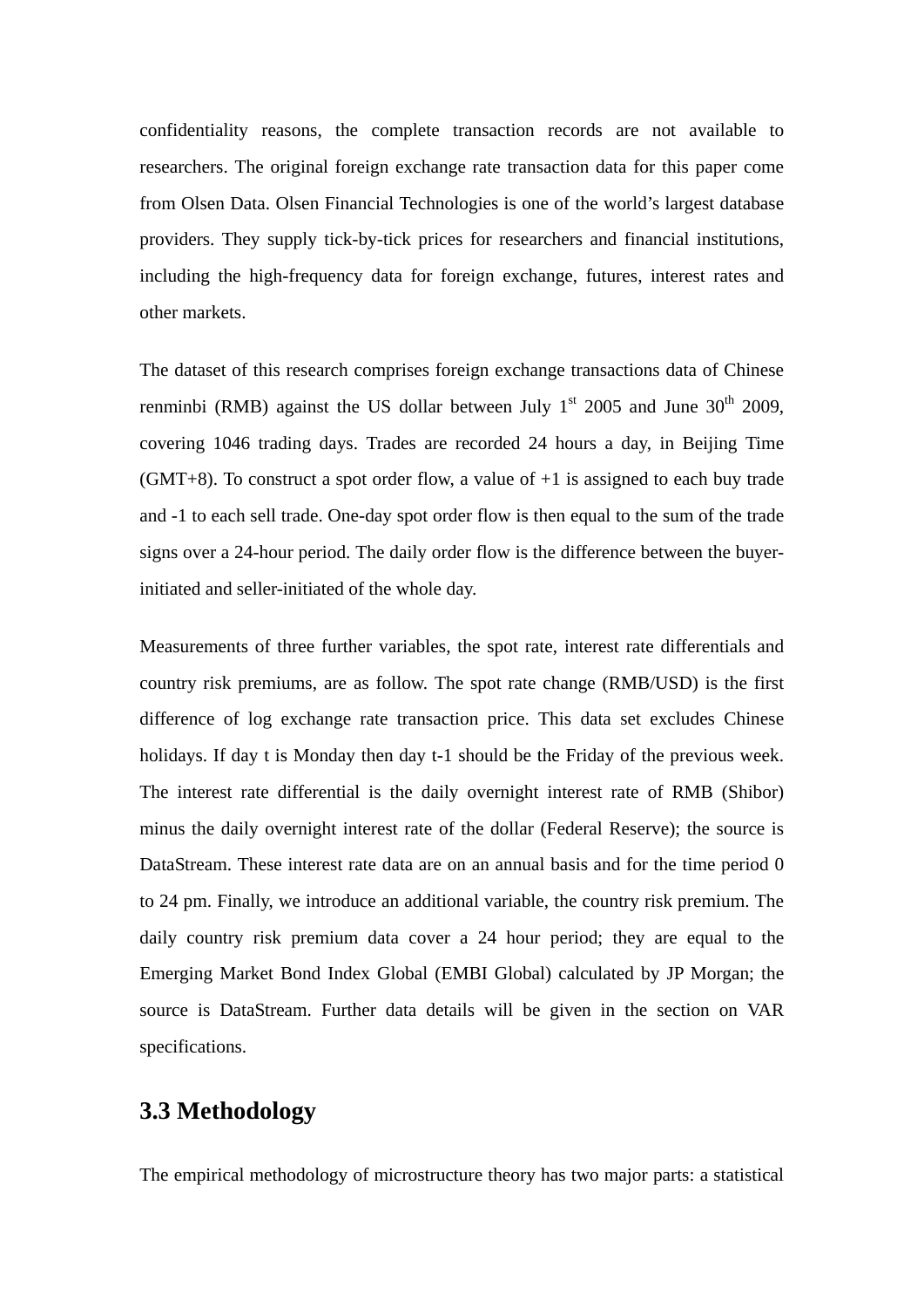confidentiality reasons, the complete transaction records are not available to researchers. The original foreign exchange rate transaction data for this paper come from Olsen Data. Olsen Financial Technologies is one of the world's largest database providers. They supply tick-by-tick prices for researchers and financial institutions, including the high-frequency data for foreign exchange, futures, interest rates and other markets.

The dataset of this research comprises foreign exchange transactions data of Chinese renminbi (RMB) against the US dollar between July 1st 2005 and June 30th 2009, covering 1046 trading days. Trades are recorded 24 hours a day, in Beijing Time (GMT+8). To construct a spot order flow, a value of +1 is assigned to each buy trade and -1 to each sell trade. One-day spot order flow is then equal to the sum of the trade signs over a 24-hour period. The daily order flow is the difference between the buyer-initiated and seller-initiated of the whole day.

Measurements of three further variables, the spot rate, interest rate differentials and country risk premiums, are as follow. The spot rate change (RMB/USD) is the first difference of log exchange rate transaction price. This data set excludes Chinese holidays. If day t is Monday then day t-1 should be the Friday of the previous week. The interest rate differential is the daily overnight interest rate of RMB (Shibor) minus the daily overnight interest rate of the dollar (Federal Reserve); the source is DataStream. These interest rate data are on an annual basis and for the time period 0 to 24 pm. Finally, we introduce an additional variable, the country risk premium. The daily country risk premium data cover a 24 hour period; they are equal to the Emerging Market Bond Index Global (EMBI Global) calculated by JP Morgan; the source is DataStream. Further data details will be given in the section on VAR specifications.

## 3.3 Methodology

The empirical methodology of microstructure theory has two major parts: a statistical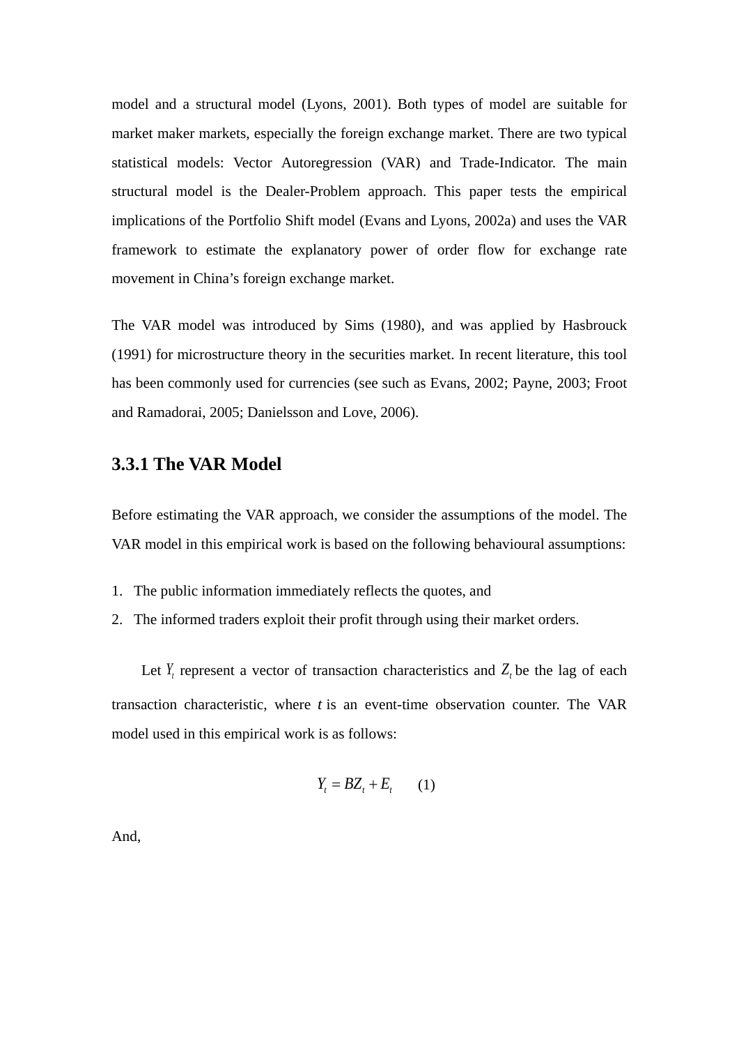model and a structural model (Lyons, 2001). Both types of model are suitable for market maker markets, especially the foreign exchange market. There are two typical statistical models: Vector Autoregression (VAR) and Trade-Indicator. The main structural model is the Dealer-Problem approach. This paper tests the empirical implications of the Portfolio Shift model (Evans and Lyons, 2002a) and uses the VAR framework to estimate the explanatory power of order flow for exchange rate movement in China's foreign exchange market.

The VAR model was introduced by Sims (1980), and was applied by Hasbrouck (1991) for microstructure theory in the securities market. In recent literature, this tool has been commonly used for currencies (see such as Evans, 2002; Payne, 2003; Froot and Ramadorai, 2005; Danielsson and Love, 2006).

### 3.3.1 The VAR Model

Before estimating the VAR approach, we consider the assumptions of the model. The VAR model in this empirical work is based on the following behavioural assumptions:

1. The public information immediately reflects the quotes, and
2. The informed traders exploit their profit through using their market orders.

Let $Y_t$ represent a vector of transaction characteristics and $Z_t$ be the lag of each transaction characteristic, where $t$ is an event-time observation counter. The VAR model used in this empirical work is as follows:

$$Y_t = BZ_t + E_t \qquad (1)$$

And,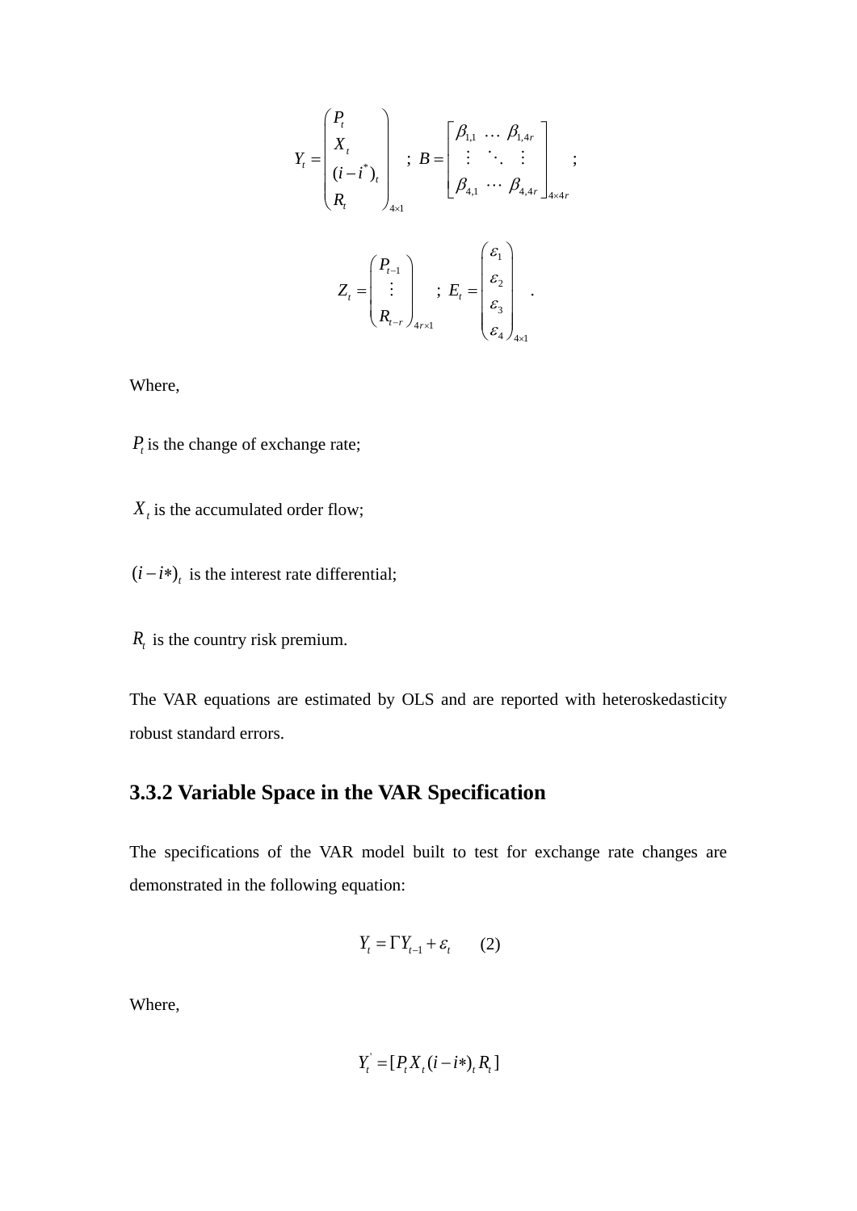$$Y_t = \begin{pmatrix} P_t \\ X_t \\ (i-i^*)_t \\ R_t \end{pmatrix}_{4\times 1} \; ; \; B = \begin{bmatrix} \beta_{1,1} & \cdots & \beta_{1,4r} \\ \vdots & \ddots & \vdots \\ \beta_{4,1} & \cdots & \beta_{4,4r} \end{bmatrix}_{4\times 4r} \; ;$$

$$Z_t = \begin{pmatrix} P_{t-1} \\ \vdots \\ R_{t-r} \end{pmatrix}_{4r\times 1} \; ; \; E_t = \begin{pmatrix} \varepsilon_1 \\ \varepsilon_2 \\ \varepsilon_3 \\ \varepsilon_4 \end{pmatrix}_{4\times 1} \; .$$

Where,

$P_t$ is the change of exchange rate;

$X_t$ is the accumulated order flow;

$(i-i*)_t$ is the interest rate differential;

$R_t$ is the country risk premium.

The VAR equations are estimated by OLS and are reported with heteroskedasticity robust standard errors.

### 3.3.2 Variable Space in the VAR Specification

The specifications of the VAR model built to test for exchange rate changes are demonstrated in the following equation:

$$Y_t = \Gamma Y_{t-1} + \varepsilon_t \qquad (2)$$

Where,

$$Y_t^{'} = [P_t X_t (i-i*)_t R_t]$$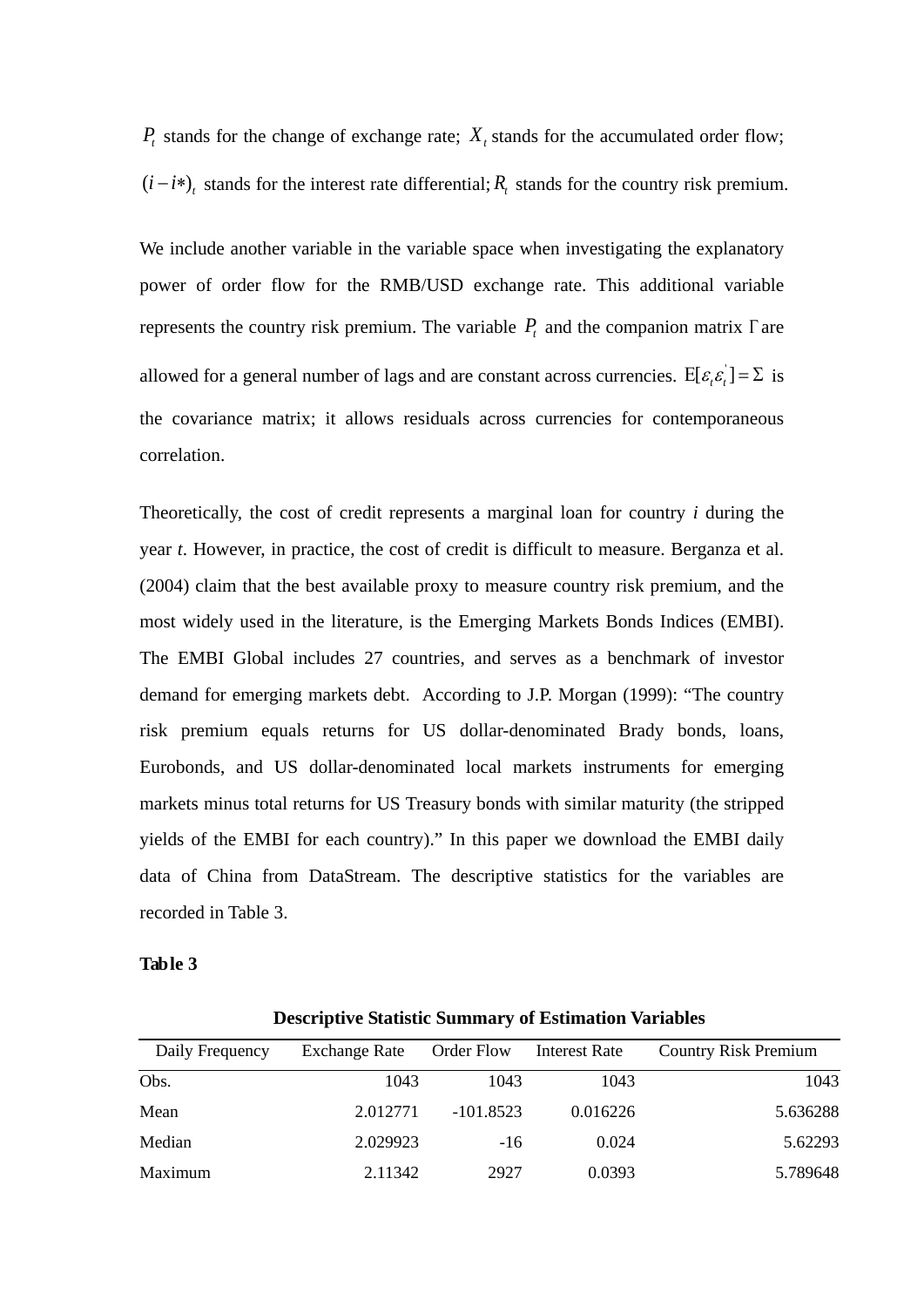$P_t$ stands for the change of exchange rate; $X_t$ stands for the accumulated order flow; $(i-i*)_t$ stands for the interest rate differential; $R_t$ stands for the country risk premium.

We include another variable in the variable space when investigating the explanatory power of order flow for the RMB/USD exchange rate. This additional variable represents the country risk premium. The variable $P_t$ and the companion matrix $\Gamma$ are allowed for a general number of lags and are constant across currencies. $\mathrm{E}[\varepsilon_t \varepsilon_t^{'}] = \Sigma$ is the covariance matrix; it allows residuals across currencies for contemporaneous correlation.

Theoretically, the cost of credit represents a marginal loan for country *i* during the year *t*. However, in practice, the cost of credit is difficult to measure. Berganza et al. (2004) claim that the best available proxy to measure country risk premium, and the most widely used in the literature, is the Emerging Markets Bonds Indices (EMBI). The EMBI Global includes 27 countries, and serves as a benchmark of investor demand for emerging markets debt. According to J.P. Morgan (1999): "The country risk premium equals returns for US dollar-denominated Brady bonds, loans, Eurobonds, and US dollar-denominated local markets instruments for emerging markets minus total returns for US Treasury bonds with similar maturity (the stripped yields of the EMBI for each country)." In this paper we download the EMBI daily data of China from DataStream. The descriptive statistics for the variables are recorded in Table 3.

**Table 3**

**Descriptive Statistic Summary of Estimation Variables**

| Daily Frequency | Exchange Rate | Order Flow | Interest Rate | Country Risk Premium |
|---|---|---|---|---|
| Obs. | 1043 | 1043 | 1043 | 1043 |
| Mean | 2.012771 | -101.8523 | 0.016226 | 5.636288 |
| Median | 2.029923 | -16 | 0.024 | 5.62293 |
| Maximum | 2.11342 | 2927 | 0.0393 | 5.789648 |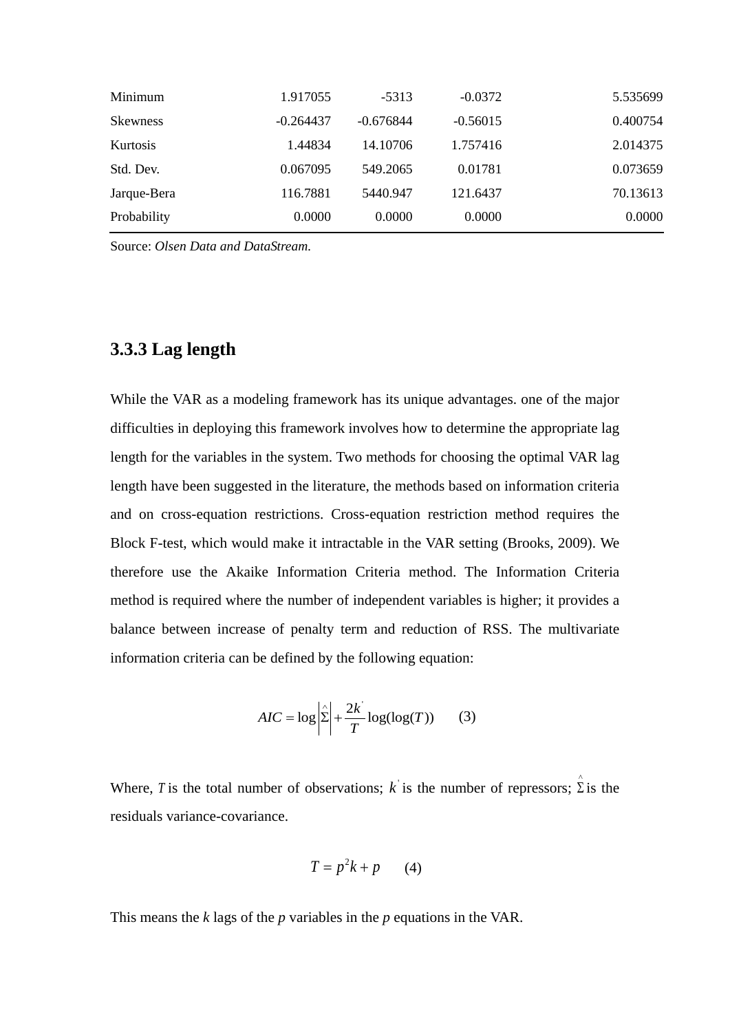| Minimum | 1.917055 | -5313 | -0.0372 | 5.535699 |
|---|---|---|---|---|
| Skewness | -0.264437 | -0.676844 | -0.56015 | 0.400754 |
| Kurtosis | 1.44834 | 14.10706 | 1.757416 | 2.014375 |
| Std. Dev. | 0.067095 | 549.2065 | 0.01781 | 0.073659 |
| Jarque-Bera | 116.7881 | 5440.947 | 121.6437 | 70.13613 |
| Probability | 0.0000 | 0.0000 | 0.0000 | 0.0000 |

Source: *Olsen Data and DataStream.*

### 3.3.3 Lag length

While the VAR as a modeling framework has its unique advantages. one of the major difficulties in deploying this framework involves how to determine the appropriate lag length for the variables in the system. Two methods for choosing the optimal VAR lag length have been suggested in the literature, the methods based on information criteria and on cross-equation restrictions. Cross-equation restriction method requires the Block F-test, which would make it intractable in the VAR setting (Brooks, 2009). We therefore use the Akaike Information Criteria method. The Information Criteria method is required where the number of independent variables is higher; it provides a balance between increase of penalty term and reduction of RSS. The multivariate information criteria can be defined by the following equation:

$$AIC = \log\left|\hat{\Sigma}\right| + \frac{2k^{'}}{T}\log(\log(T)) \qquad (3)$$

Where, $T$ is the total number of observations; $k^{'}$ is the number of repressors; $\hat{\Sigma}$ is the residuals variance-covariance.

$$T = p^2k + p \qquad (4)$$

This means the *k* lags of the *p* variables in the *p* equations in the VAR.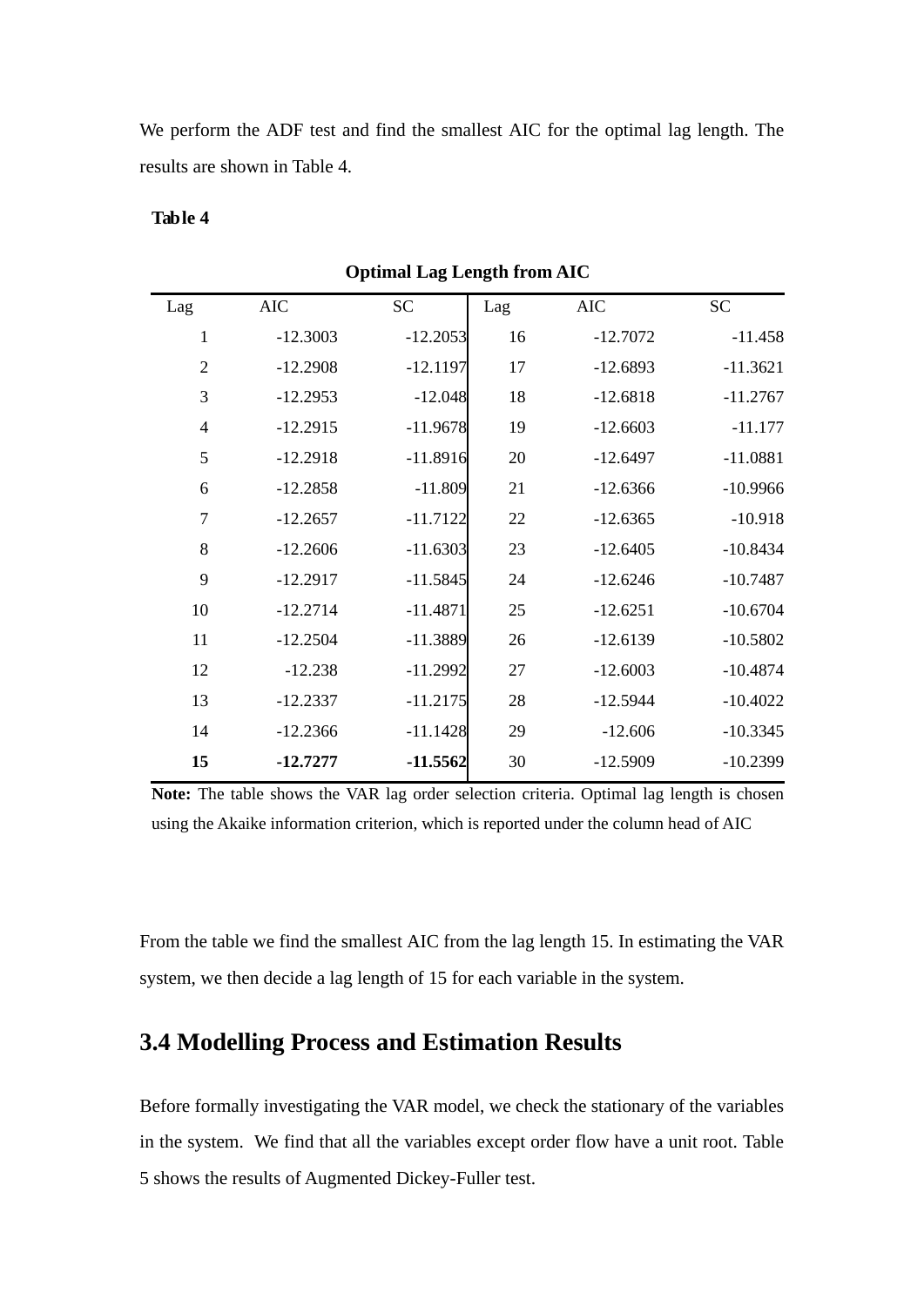We perform the ADF test and find the smallest AIC for the optimal lag length. The results are shown in Table 4.

**Table 4**

**Optimal Lag Length from AIC**

| Lag | AIC | SC | Lag | AIC | SC |
|---|---|---|---|---|---|
| 1 | -12.3003 | -12.2053 | 16 | -12.7072 | -11.458 |
| 2 | -12.2908 | -12.1197 | 17 | -12.6893 | -11.3621 |
| 3 | -12.2953 | -12.048 | 18 | -12.6818 | -11.2767 |
| 4 | -12.2915 | -11.9678 | 19 | -12.6603 | -11.177 |
| 5 | -12.2918 | -11.8916 | 20 | -12.6497 | -11.0881 |
| 6 | -12.2858 | -11.809 | 21 | -12.6366 | -10.9966 |
| 7 | -12.2657 | -11.7122 | 22 | -12.6365 | -10.918 |
| 8 | -12.2606 | -11.6303 | 23 | -12.6405 | -10.8434 |
| 9 | -12.2917 | -11.5845 | 24 | -12.6246 | -10.7487 |
| 10 | -12.2714 | -11.4871 | 25 | -12.6251 | -10.6704 |
| 11 | -12.2504 | -11.3889 | 26 | -12.6139 | -10.5802 |
| 12 | -12.238 | -11.2992 | 27 | -12.6003 | -10.4874 |
| 13 | -12.2337 | -11.2175 | 28 | -12.5944 | -10.4022 |
| 14 | -12.2366 | -11.1428 | 29 | -12.606 | -10.3345 |
| **15** | **-12.7277** | **-11.5562** | 30 | -12.5909 | -10.2399 |

**Note:** The table shows the VAR lag order selection criteria. Optimal lag length is chosen using the Akaike information criterion, which is reported under the column head of AIC

From the table we find the smallest AIC from the lag length 15. In estimating the VAR system, we then decide a lag length of 15 for each variable in the system.

## 3.4 Modelling Process and Estimation Results

Before formally investigating the VAR model, we check the stationary of the variables in the system. We find that all the variables except order flow have a unit root. Table 5 shows the results of Augmented Dickey-Fuller test.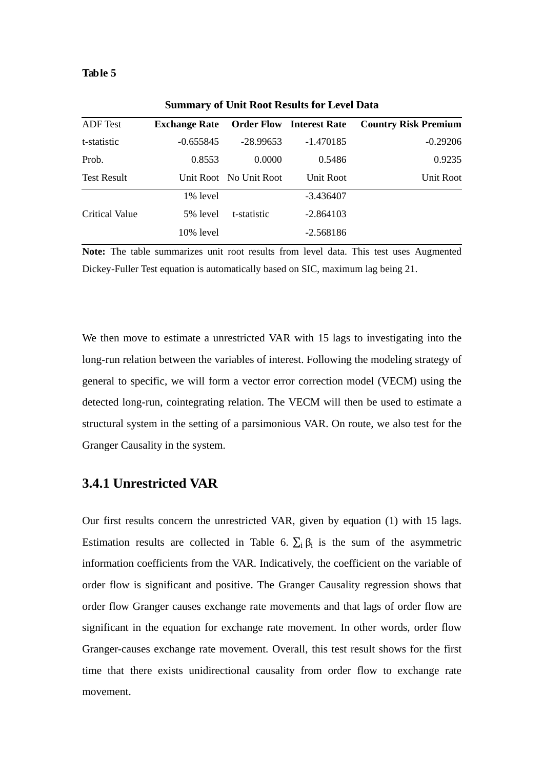**Table 5**

**Summary of Unit Root Results for Level Data**

| ADF Test | **Exchange Rate** | **Order Flow** | **Interest Rate** | **Country Risk Premium** |
|---|---|---|---|---|
| t-statistic | -0.655845 | -28.99653 | -1.470185 | -0.29206 |
| Prob. | 0.8553 | 0.0000 | 0.5486 | 0.9235 |
| Test Result | Unit Root | No Unit Root | Unit Root | Unit Root |
| | 1% level | | -3.436407 | |
| Critical Value | 5% level | t-statistic | -2.864103 | |
| | 10% level | | -2.568186 | |

**Note:** The table summarizes unit root results from level data. This test uses Augmented Dickey-Fuller Test equation is automatically based on SIC, maximum lag being 21.

We then move to estimate a unrestricted VAR with 15 lags to investigating into the long-run relation between the variables of interest. Following the modeling strategy of general to specific, we will form a vector error correction model (VECM) using the detected long-run, cointegrating relation. The VECM will then be used to estimate a structural system in the setting of a parsimonious VAR. On route, we also test for the Granger Causality in the system.

### 3.4.1 Unrestricted VAR

Our first results concern the unrestricted VAR, given by equation (1) with 15 lags. Estimation results are collected in Table 6. $\sum_i \beta_i$ is the sum of the asymmetric information coefficients from the VAR. Indicatively, the coefficient on the variable of order flow is significant and positive. The Granger Causality regression shows that order flow Granger causes exchange rate movements and that lags of order flow are significant in the equation for exchange rate movement. In other words, order flow Granger-causes exchange rate movement. Overall, this test result shows for the first time that there exists unidirectional causality from order flow to exchange rate movement.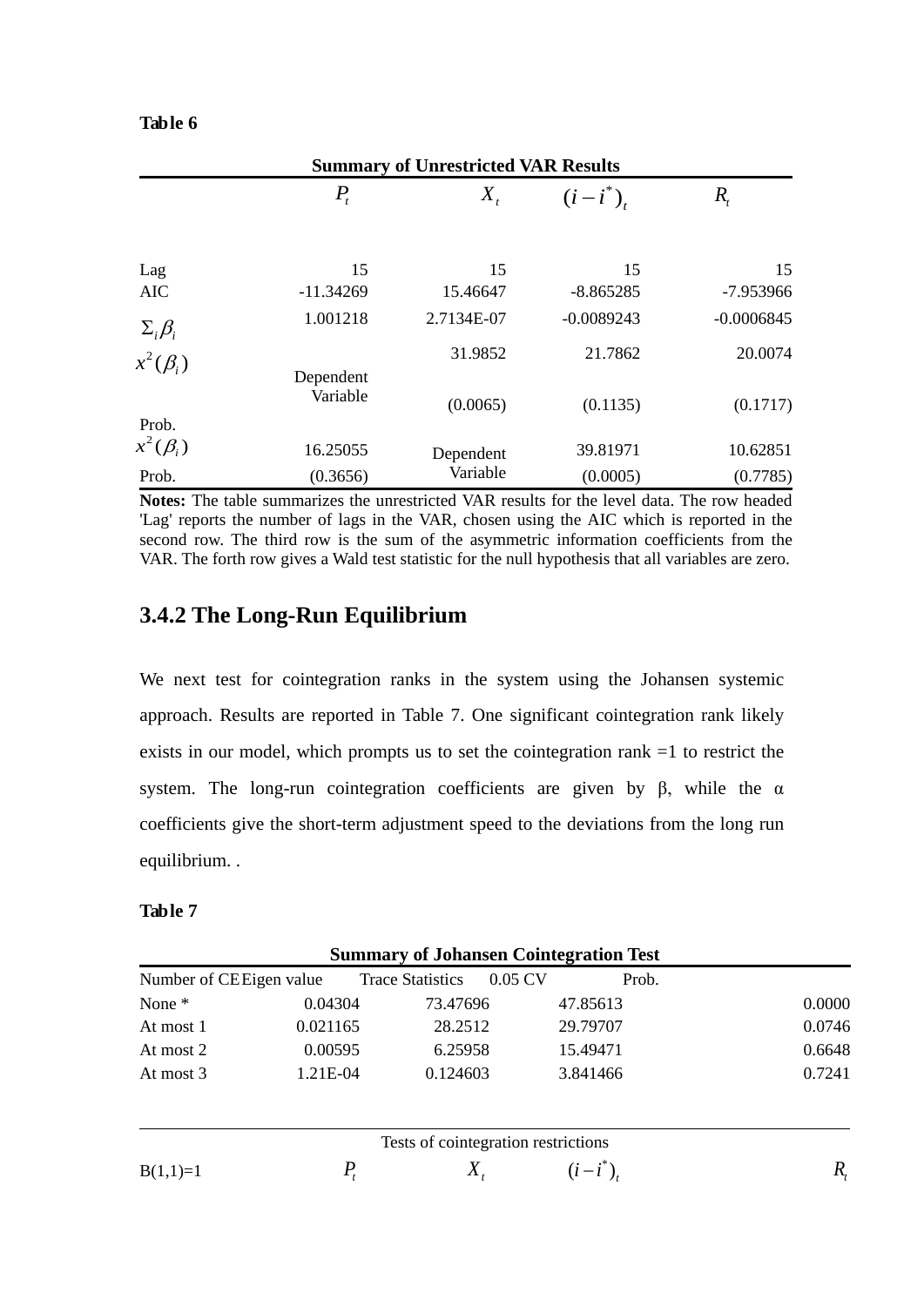**Table 6**

**Summary of Unrestricted VAR Results**

| | $P_t$ | $X_t$ | $(i-i^*)_t$ | $R_t$ |
|---|---|---|---|---|
| Lag | 15 | 15 | 15 | 15 |
| AIC | -11.34269 | 15.46647 | -8.865285 | -7.953966 |
| $\Sigma_i \beta_i$ | 1.001218 | 2.7134E-07 | -0.0089243 | -0.0006845 |
| $x^2(\beta_i)$ | Dependent Variable | 31.9852 | 21.7862 | 20.0074 |
| Prob. | | (0.0065) | (0.1135) | (0.1717) |
| $x^2(\beta_i)$ | 16.25055 | Dependent Variable | 39.81971 | 10.62851 |
| Prob. | (0.3656) | | (0.0005) | (0.7785) |

**Notes:** The table summarizes the unrestricted VAR results for the level data. The row headed 'Lag' reports the number of lags in the VAR, chosen using the AIC which is reported in the second row. The third row is the sum of the asymmetric information coefficients from the VAR. The forth row gives a Wald test statistic for the null hypothesis that all variables are zero.

### 3.4.2 The Long-Run Equilibrium

We next test for cointegration ranks in the system using the Johansen systemic approach. Results are reported in Table 7. One significant cointegration rank likely exists in our model, which prompts us to set the cointegration rank =1 to restrict the system. The long-run cointegration coefficients are given by β, while the α coefficients give the short-term adjustment speed to the deviations from the long run equilibrium. .

**Table 7**

**Summary of Johansen Cointegration Test**

| Number of CE | Eigen value | Trace Statistics | 0.05 CV | Prob. |
|---|---|---|---|---|
| None * | 0.04304 | 73.47696 | 47.85613 | 0.0000 |
| At most 1 | 0.021165 | 28.2512 | 29.79707 | 0.0746 |
| At most 2 | 0.00595 | 6.25958 | 15.49471 | 0.6648 |
| At most 3 | 1.21E-04 | 0.124603 | 3.841466 | 0.7241 |

Tests of cointegration restrictions

| B(1,1)=1 | $P_t$ | $X_t$ | $(i-i^*)_t$ | $R_t$ |
|---|---|---|---|---|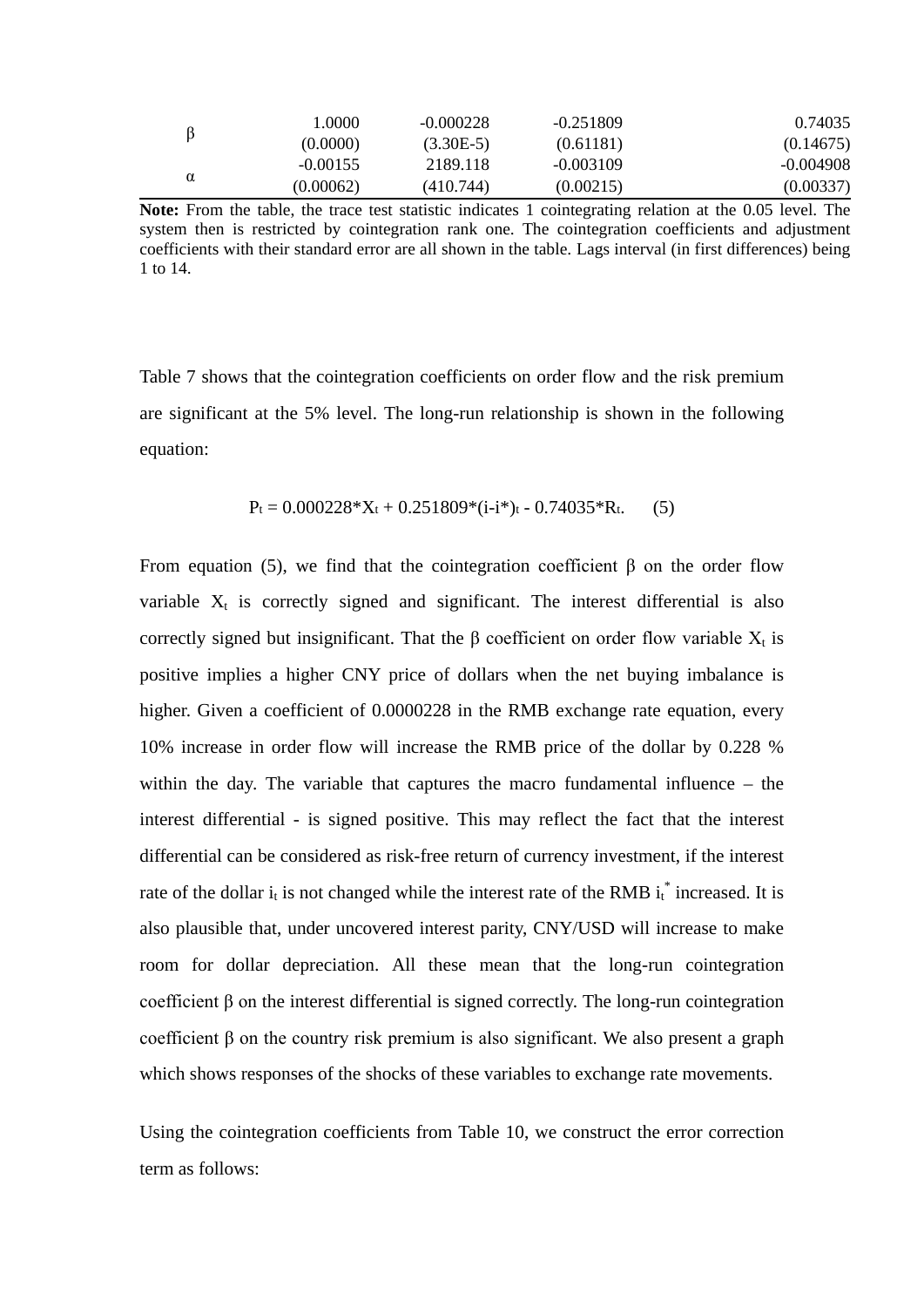| | | | | |
|---|---|---|---|---|
| β | 1.0000 | -0.000228 | -0.251809 | 0.74035 |
| | (0.0000) | (3.30E-5) | (0.61181) | (0.14675) |
| α | -0.00155 | 2189.118 | -0.003109 | -0.004908 |
| | (0.00062) | (410.744) | (0.00215) | (0.00337) |

**Note:** From the table, the trace test statistic indicates 1 cointegrating relation at the 0.05 level. The system then is restricted by cointegration rank one. The cointegration coefficients and adjustment coefficients with their standard error are all shown in the table. Lags interval (in first differences) being 1 to 14.

Table 7 shows that the cointegration coefficients on order flow and the risk premium are significant at the 5% level. The long-run relationship is shown in the following equation:

$$P_t = 0.000228 * X_t + 0.251809 * (i-i^*)_t - 0.74035 * R_t. \quad (5)$$

From equation (5), we find that the cointegration coefficient β on the order flow variable $X_t$ is correctly signed and significant. The interest differential is also correctly signed but insignificant. That the β coefficient on order flow variable $X_t$ is positive implies a higher CNY price of dollars when the net buying imbalance is higher. Given a coefficient of 0.0000228 in the RMB exchange rate equation, every 10% increase in order flow will increase the RMB price of the dollar by 0.228 % within the day. The variable that captures the macro fundamental influence – the interest differential - is signed positive. This may reflect the fact that the interest differential can be considered as risk-free return of currency investment, if the interest rate of the dollar $i_t$ is not changed while the interest rate of the RMB $i_t^*$ increased. It is also plausible that, under uncovered interest parity, CNY/USD will increase to make room for dollar depreciation. All these mean that the long-run cointegration coefficient β on the interest differential is signed correctly. The long-run cointegration coefficient β on the country risk premium is also significant. We also present a graph which shows responses of the shocks of these variables to exchange rate movements.

Using the cointegration coefficients from Table 10, we construct the error correction term as follows: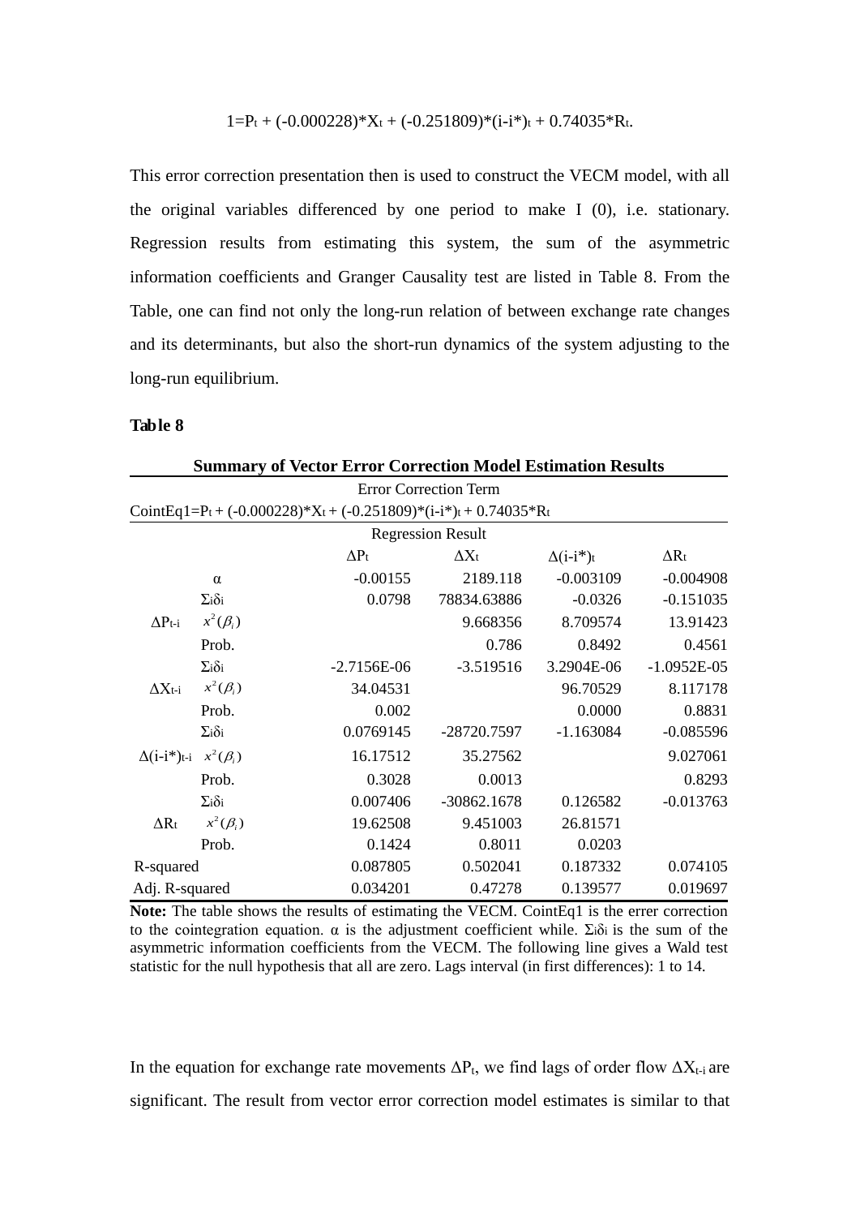$$1 = P_t + (-0.000228)*X_t + (-0.251809)*(i-i^*)_t + 0.74035*R_t.$$

This error correction presentation then is used to construct the VECM model, with all the original variables differenced by one period to make I (0), i.e. stationary. Regression results from estimating this system, the sum of the asymmetric information coefficients and Granger Causality test are listed in Table 8. From the Table, one can find not only the long-run relation of between exchange rate changes and its determinants, but also the short-run dynamics of the system adjusting to the long-run equilibrium.

**Table 8**

**Summary of Vector Error Correction Model Estimation Results**

| Error Correction Term | | | | | |
|---|---|---|---|---|---|
| CointEq1=$P_t + (-0.000228)*X_t + (-0.251809)*(i-i^*)_t + 0.74035*R_t$ | | | | | |
| Regression Result | | | | | |
| | | $\Delta P_t$ | $\Delta X_t$ | $\Delta(i-i^*)_t$ | $\Delta R_t$ |
| | $\alpha$ | -0.00155 | 2189.118 | -0.003109 | -0.004908 |
| | $\Sigma_i\delta_i$ | 0.0798 | 78834.63886 | -0.0326 | -0.151035 |
| $\Delta P_{t-i}$ | $x^2(\beta_i)$ | | 9.668356 | 8.709574 | 13.91423 |
| | Prob. | | 0.786 | 0.8492 | 0.4561 |
| | $\Sigma_i\delta_i$ | -2.7156E-06 | -3.519516 | 3.2904E-06 | -1.0952E-05 |
| $\Delta X_{t-i}$ | $x^2(\beta_i)$ | 34.04531 | | 96.70529 | 8.117178 |
| | Prob. | 0.002 | | 0.0000 | 0.8831 |
| | $\Sigma_i\delta_i$ | 0.0769145 | -28720.7597 | -1.163084 | -0.085596 |
| $\Delta(i-i^*)_{t-i}$ | $x^2(\beta_i)$ | 16.17512 | 35.27562 | | 9.027061 |
| | Prob. | 0.3028 | 0.0013 | | 0.8293 |
| | $\Sigma_i\delta_i$ | 0.007406 | -30862.1678 | 0.126582 | -0.013763 |
| $\Delta R_t$ | $x^2(\beta_i)$ | 19.62508 | 9.451003 | 26.81571 | |
| | Prob. | 0.1424 | 0.8011 | 0.0203 | |
| R-squared | | 0.087805 | 0.502041 | 0.187332 | 0.074105 |
| Adj. R-squared | | 0.034201 | 0.47278 | 0.139577 | 0.019697 |

**Note:** The table shows the results of estimating the VECM. CointEq1 is the errer correction to the cointegration equation. α is the adjustment coefficient while. $\Sigma_i\delta_i$ is the sum of the asymmetric information coefficients from the VECM. The following line gives a Wald test statistic for the null hypothesis that all are zero. Lags interval (in first differences): 1 to 14.

In the equation for exchange rate movements $\Delta P_t$, we find lags of order flow $\Delta X_{t-i}$ are significant. The result from vector error correction model estimates is similar to that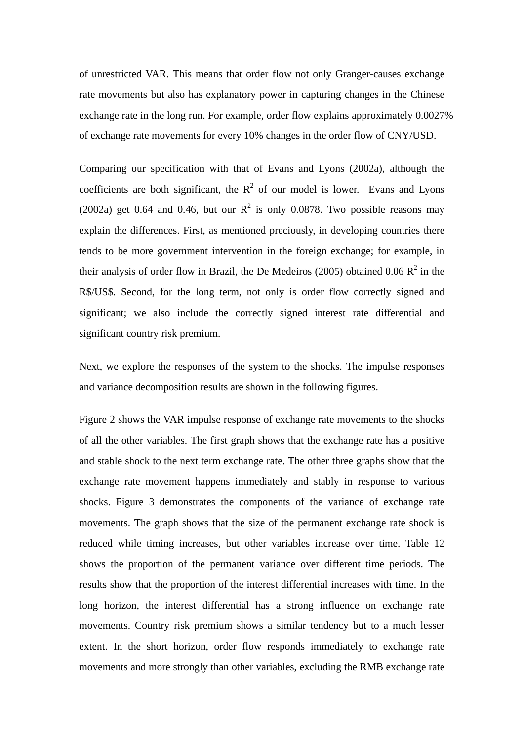of unrestricted VAR. This means that order flow not only Granger-causes exchange rate movements but also has explanatory power in capturing changes in the Chinese exchange rate in the long run. For example, order flow explains approximately 0.0027% of exchange rate movements for every 10% changes in the order flow of CNY/USD.

Comparing our specification with that of Evans and Lyons (2002a), although the coefficients are both significant, the $R^2$ of our model is lower. Evans and Lyons (2002a) get 0.64 and 0.46, but our $R^2$ is only 0.0878. Two possible reasons may explain the differences. First, as mentioned preciously, in developing countries there tends to be more government intervention in the foreign exchange; for example, in their analysis of order flow in Brazil, the De Medeiros (2005) obtained 0.06 $R^2$ in the R$/US$. Second, for the long term, not only is order flow correctly signed and significant; we also include the correctly signed interest rate differential and significant country risk premium.

Next, we explore the responses of the system to the shocks. The impulse responses and variance decomposition results are shown in the following figures.

Figure 2 shows the VAR impulse response of exchange rate movements to the shocks of all the other variables. The first graph shows that the exchange rate has a positive and stable shock to the next term exchange rate. The other three graphs show that the exchange rate movement happens immediately and stably in response to various shocks. Figure 3 demonstrates the components of the variance of exchange rate movements. The graph shows that the size of the permanent exchange rate shock is reduced while timing increases, but other variables increase over time. Table 12 shows the proportion of the permanent variance over different time periods. The results show that the proportion of the interest differential increases with time. In the long horizon, the interest differential has a strong influence on exchange rate movements. Country risk premium shows a similar tendency but to a much lesser extent. In the short horizon, order flow responds immediately to exchange rate movements and more strongly than other variables, excluding the RMB exchange rate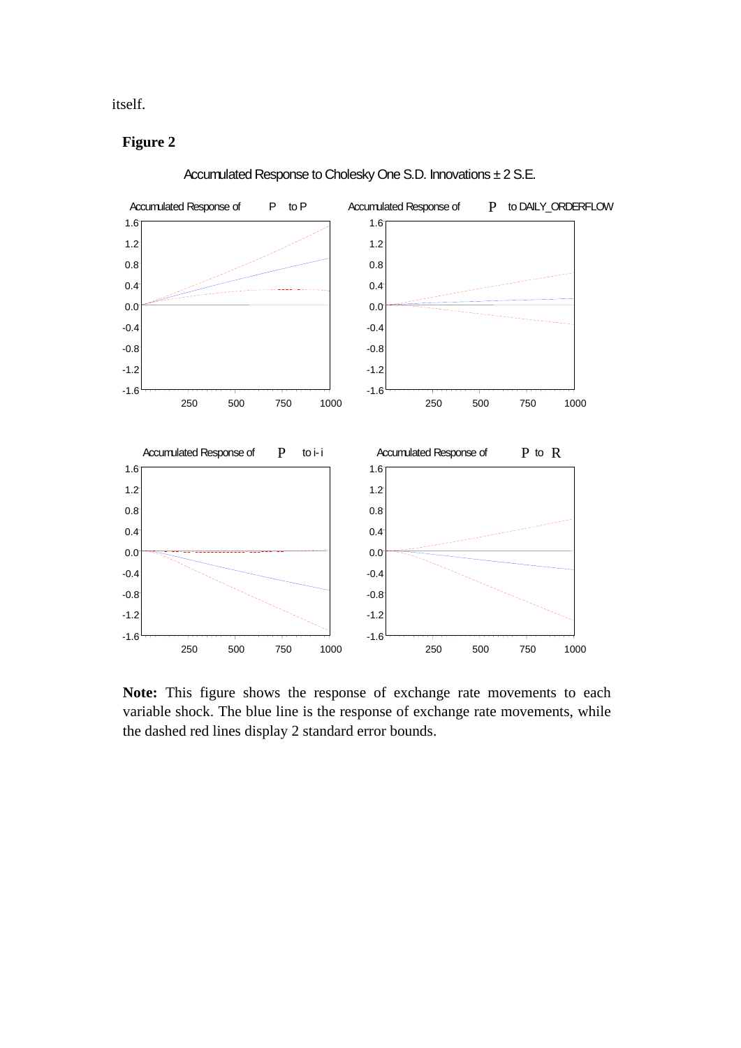itself.

**Figure 2**

Accumulated Response to Cholesky One S.D. Innovations ± 2 S.E.

Accumulated Response of P to P

Accumulated Response of P to DAILY_ORDERFLOW

Accumulated Response of P to i- i

Accumulated Response of P to R

**Note:** This figure shows the response of exchange rate movements to each variable shock. The blue line is the response of exchange rate movements, while the dashed red lines display 2 standard error bounds.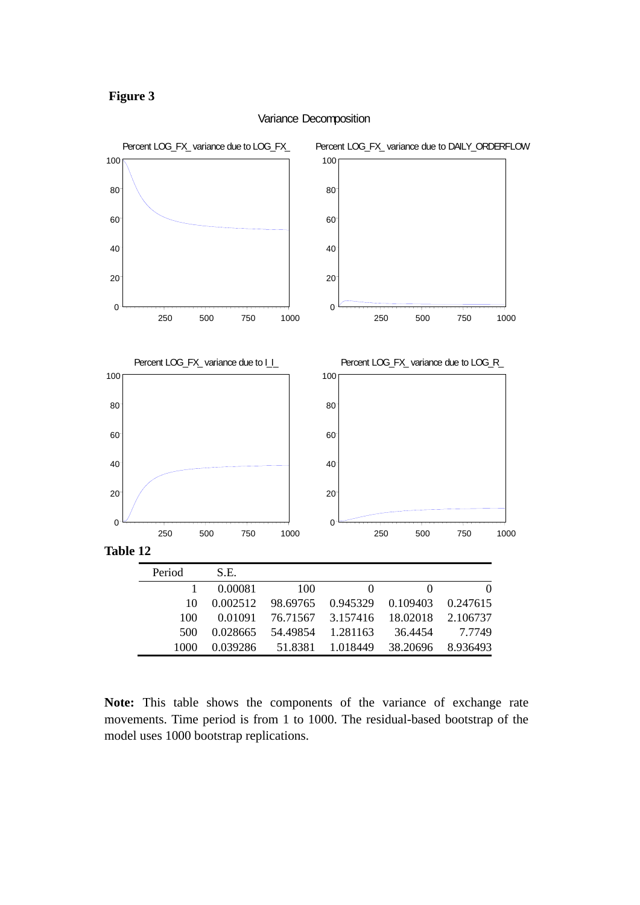**Figure 3**

Variance Decomposition

Percent LOG_FX_ variance due to LOG_FX_

Percent LOG_FX_ variance due to DAILY_ORDERFLOW

Percent LOG_FX_ variance due to I_I_

Percent LOG_FX_ variance due to LOG_R_

**Table 12**

| Period | S.E. | | | | |
|---|---|---|---|---|---|
| 1 | 0.00081 | 100 | 0 | 0 | 0 |
| 10 | 0.002512 | 98.69765 | 0.945329 | 0.109403 | 0.247615 |
| 100 | 0.01091 | 76.71567 | 3.157416 | 18.02018 | 2.106737 |
| 500 | 0.028665 | 54.49854 | 1.281163 | 36.4454 | 7.7749 |
| 1000 | 0.039286 | 51.8381 | 1.018449 | 38.20696 | 8.936493 |

**Note:** This table shows the components of the variance of exchange rate movements. Time period is from 1 to 1000. The residual-based bootstrap of the model uses 1000 bootstrap replications.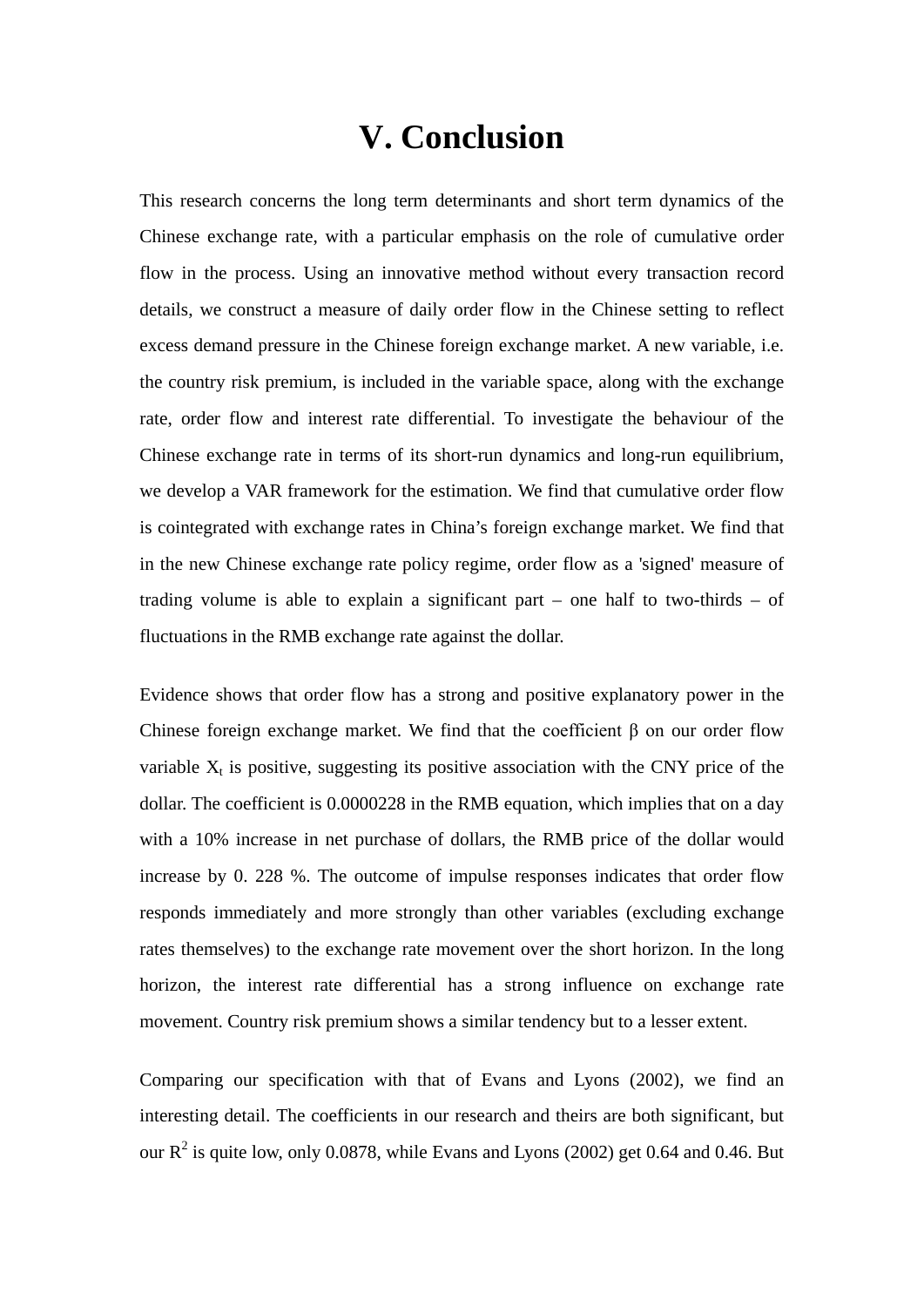# V. Conclusion

This research concerns the long term determinants and short term dynamics of the Chinese exchange rate, with a particular emphasis on the role of cumulative order flow in the process. Using an innovative method without every transaction record details, we construct a measure of daily order flow in the Chinese setting to reflect excess demand pressure in the Chinese foreign exchange market. A new variable, i.e. the country risk premium, is included in the variable space, along with the exchange rate, order flow and interest rate differential. To investigate the behaviour of the Chinese exchange rate in terms of its short-run dynamics and long-run equilibrium, we develop a VAR framework for the estimation. We find that cumulative order flow is cointegrated with exchange rates in China's foreign exchange market. We find that in the new Chinese exchange rate policy regime, order flow as a 'signed' measure of trading volume is able to explain a significant part – one half to two-thirds – of fluctuations in the RMB exchange rate against the dollar.

Evidence shows that order flow has a strong and positive explanatory power in the Chinese foreign exchange market. We find that the coefficient β on our order flow variable $X_t$ is positive, suggesting its positive association with the CNY price of the dollar. The coefficient is 0.0000228 in the RMB equation, which implies that on a day with a 10% increase in net purchase of dollars, the RMB price of the dollar would increase by 0. 228 %. The outcome of impulse responses indicates that order flow responds immediately and more strongly than other variables (excluding exchange rates themselves) to the exchange rate movement over the short horizon. In the long horizon, the interest rate differential has a strong influence on exchange rate movement. Country risk premium shows a similar tendency but to a lesser extent.

Comparing our specification with that of Evans and Lyons (2002), we find an interesting detail. The coefficients in our research and theirs are both significant, but our $R^2$ is quite low, only 0.0878, while Evans and Lyons (2002) get 0.64 and 0.46. But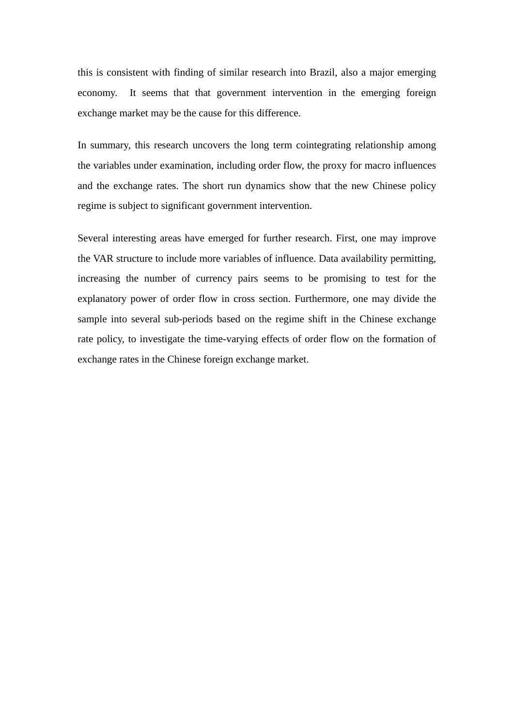this is consistent with finding of similar research into Brazil, also a major emerging economy. It seems that that government intervention in the emerging foreign exchange market may be the cause for this difference.

In summary, this research uncovers the long term cointegrating relationship among the variables under examination, including order flow, the proxy for macro influences and the exchange rates. The short run dynamics show that the new Chinese policy regime is subject to significant government intervention.

Several interesting areas have emerged for further research. First, one may improve the VAR structure to include more variables of influence. Data availability permitting, increasing the number of currency pairs seems to be promising to test for the explanatory power of order flow in cross section. Furthermore, one may divide the sample into several sub-periods based on the regime shift in the Chinese exchange rate policy, to investigate the time-varying effects of order flow on the formation of exchange rates in the Chinese foreign exchange market.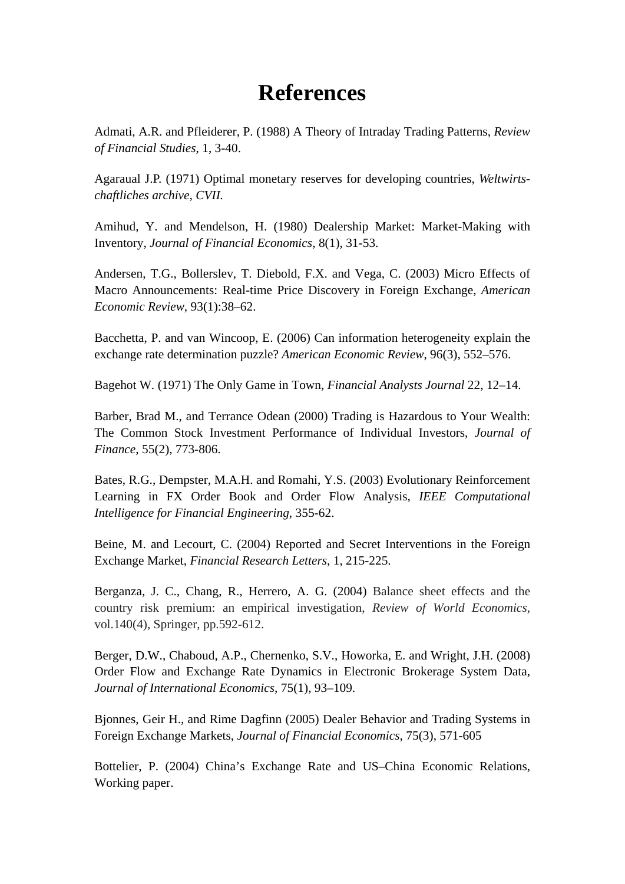# References

Admati, A.R. and Pfleiderer, P. (1988) A Theory of Intraday Trading Patterns, *Review of Financial Studies*, 1, 3-40.

Agaraual J.P. (1971) Optimal monetary reserves for developing countries, *Weltwirts-chaftliches archive, CVII.*

Amihud, Y. and Mendelson, H. (1980) Dealership Market: Market-Making with Inventory, *Journal of Financial Economics*, 8(1), 31-53.

Andersen, T.G., Bollerslev, T. Diebold, F.X. and Vega, C. (2003) Micro Effects of Macro Announcements: Real-time Price Discovery in Foreign Exchange, *American Economic Review*, 93(1):38–62.

Bacchetta, P. and van Wincoop, E. (2006) Can information heterogeneity explain the exchange rate determination puzzle? *American Economic Review*, 96(3), 552–576.

Bagehot W. (1971) The Only Game in Town, *Financial Analysts Journal* 22, 12–14.

Barber, Brad M., and Terrance Odean (2000) Trading is Hazardous to Your Wealth: The Common Stock Investment Performance of Individual Investors, *Journal of Finance*, 55(2), 773-806.

Bates, R.G., Dempster, M.A.H. and Romahi, Y.S. (2003) Evolutionary Reinforcement Learning in FX Order Book and Order Flow Analysis, *IEEE Computational Intelligence for Financial Engineering*, 355-62.

Beine, M. and Lecourt, C. (2004) Reported and Secret Interventions in the Foreign Exchange Market, *Financial Research Letters*, 1, 215-225.

Berganza, J. C., Chang, R., Herrero, A. G. (2004) Balance sheet effects and the country risk premium: an empirical investigation, *Review of World Economics*, vol.140(4), Springer, pp.592-612.

Berger, D.W., Chaboud, A.P., Chernenko, S.V., Howorka, E. and Wright, J.H. (2008) Order Flow and Exchange Rate Dynamics in Electronic Brokerage System Data, *Journal of International Economics*, 75(1), 93–109.

Bjonnes, Geir H., and Rime Dagfinn (2005) Dealer Behavior and Trading Systems in Foreign Exchange Markets, *Journal of Financial Economics*, 75(3), 571-605

Bottelier, P. (2004) China's Exchange Rate and US–China Economic Relations, Working paper.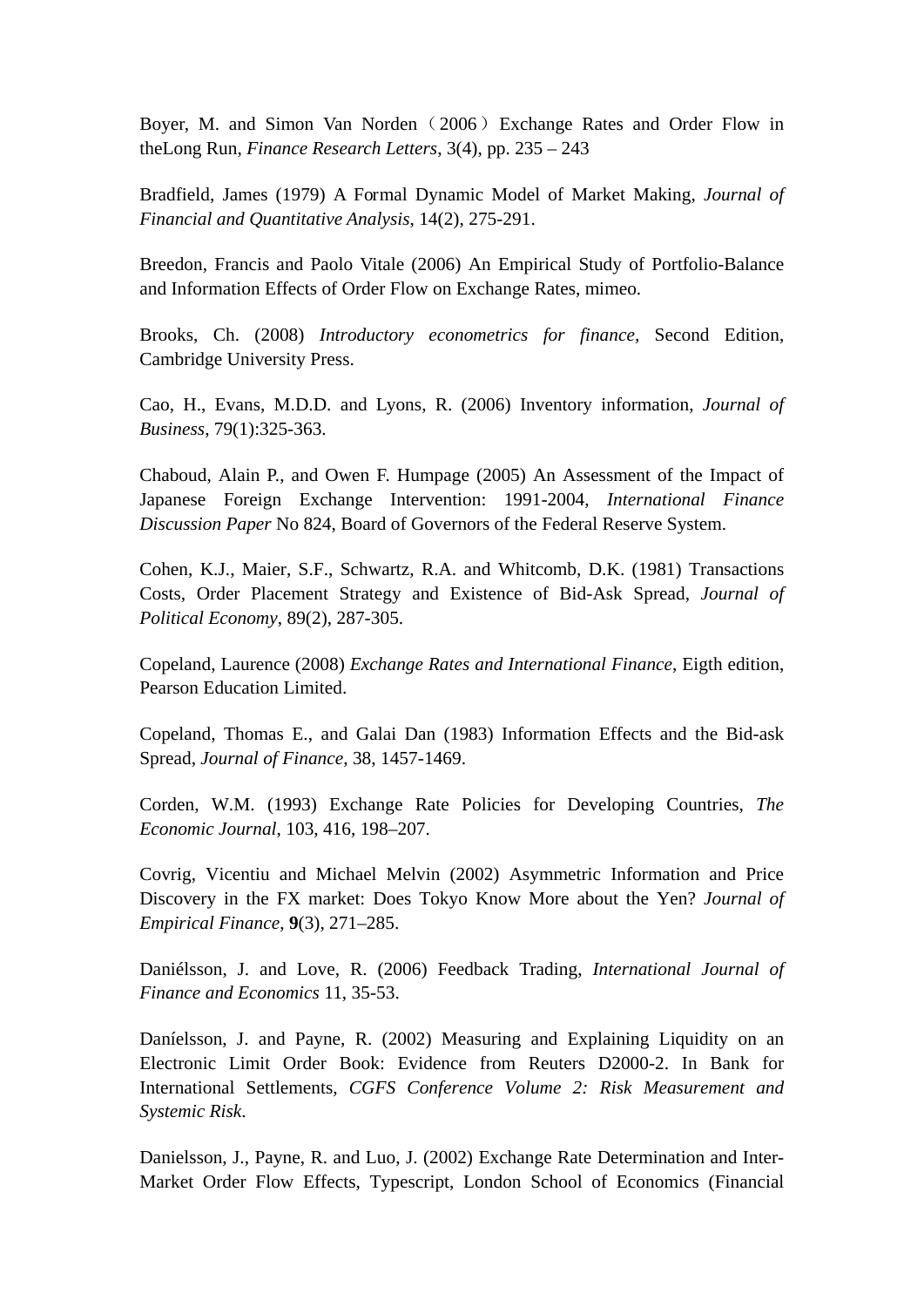Boyer, M. and Simon Van Norden（2006）Exchange Rates and Order Flow in theLong Run, *Finance Research Letters*, 3(4), pp. 235 – 243

Bradfield, James (1979) A Formal Dynamic Model of Market Making, *Journal of Financial and Quantitative Analysis*, 14(2), 275-291.

Breedon, Francis and Paolo Vitale (2006) An Empirical Study of Portfolio-Balance and Information Effects of Order Flow on Exchange Rates, mimeo.

Brooks, Ch. (2008) *Introductory econometrics for finance*, Second Edition, Cambridge University Press.

Cao, H., Evans, M.D.D. and Lyons, R. (2006) Inventory information, *Journal of Business*, 79(1):325-363.

Chaboud, Alain P., and Owen F. Humpage (2005) An Assessment of the Impact of Japanese Foreign Exchange Intervention: 1991-2004, *International Finance Discussion Paper* No 824, Board of Governors of the Federal Reserve System.

Cohen, K.J., Maier, S.F., Schwartz, R.A. and Whitcomb, D.K. (1981) Transactions Costs, Order Placement Strategy and Existence of Bid-Ask Spread, *Journal of Political Economy*, 89(2), 287-305.

Copeland, Laurence (2008) *Exchange Rates and International Finance*, Eigth edition, Pearson Education Limited.

Copeland, Thomas E., and Galai Dan (1983) Information Effects and the Bid-ask Spread, *Journal of Finance*, 38, 1457-1469.

Corden, W.M. (1993) Exchange Rate Policies for Developing Countries, *The Economic Journal*, 103, 416, 198–207.

Covrig, Vicentiu and Michael Melvin (2002) Asymmetric Information and Price Discovery in the FX market: Does Tokyo Know More about the Yen? *Journal of Empirical Finance*, **9**(3), 271–285.

Daniélsson, J. and Love, R. (2006) Feedback Trading, *International Journal of Finance and Economics* 11, 35-53.

Daníelsson, J. and Payne, R. (2002) Measuring and Explaining Liquidity on an Electronic Limit Order Book: Evidence from Reuters D2000-2. In Bank for International Settlements, *CGFS Conference Volume 2: Risk Measurement and Systemic Risk*.

Danielsson, J., Payne, R. and Luo, J. (2002) Exchange Rate Determination and Inter-Market Order Flow Effects, Typescript, London School of Economics (Financial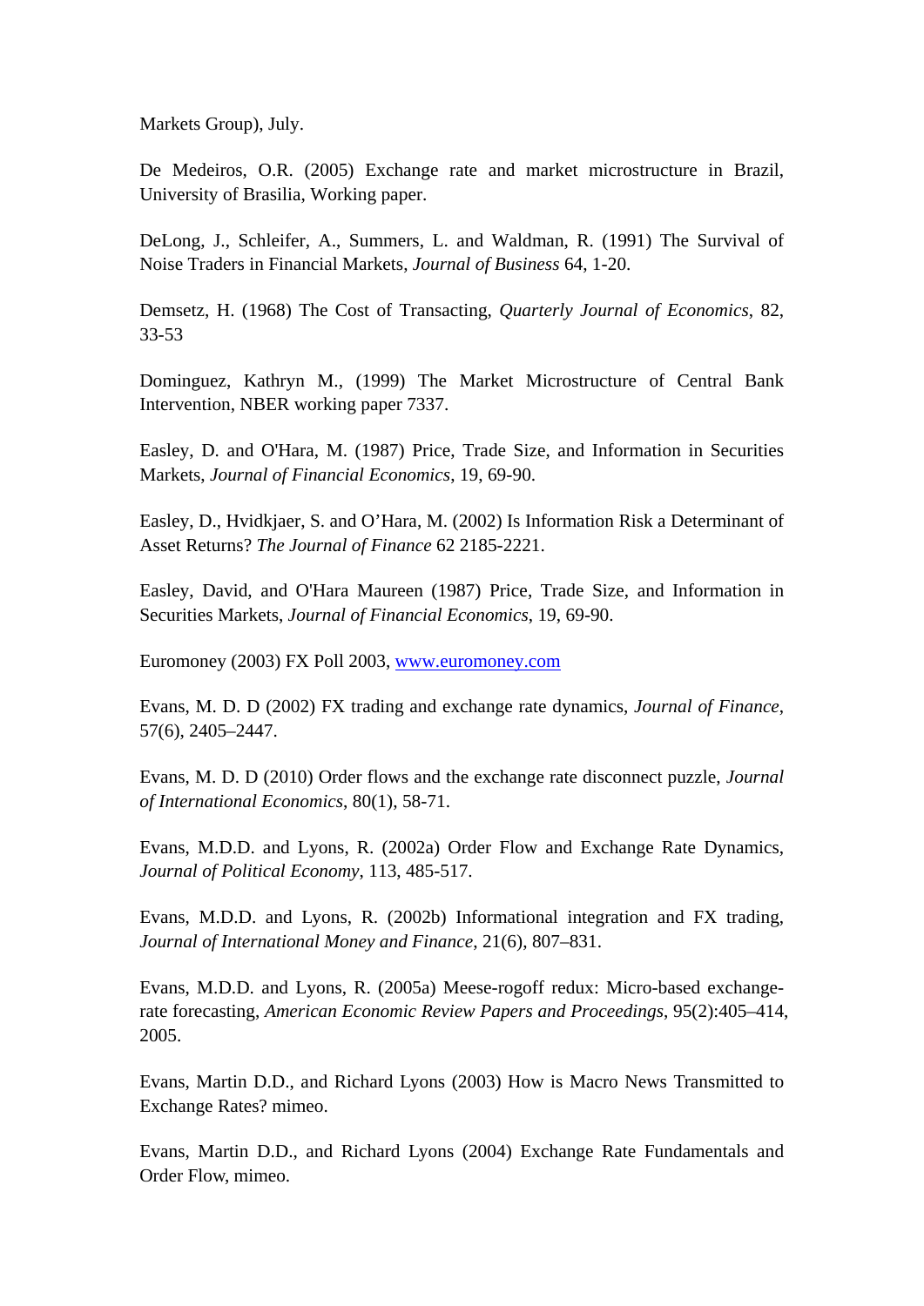Markets Group), July.

De Medeiros, O.R. (2005) Exchange rate and market microstructure in Brazil, University of Brasilia, Working paper.

DeLong, J., Schleifer, A., Summers, L. and Waldman, R. (1991) The Survival of Noise Traders in Financial Markets, *Journal of Business* 64, 1-20.

Demsetz, H. (1968) The Cost of Transacting, *Quarterly Journal of Economics*, 82, 33-53

Dominguez, Kathryn M., (1999) The Market Microstructure of Central Bank Intervention, NBER working paper 7337.

Easley, D. and O'Hara, M. (1987) Price, Trade Size, and Information in Securities Markets, *Journal of Financial Economics*, 19, 69-90.

Easley, D., Hvidkjaer, S. and O'Hara, M. (2002) Is Information Risk a Determinant of Asset Returns? *The Journal of Finance* 62 2185-2221.

Easley, David, and O'Hara Maureen (1987) Price, Trade Size, and Information in Securities Markets, *Journal of Financial Economics*, 19, 69-90.

Euromoney (2003) FX Poll 2003, www.euromoney.com

Evans, M. D. D (2002) FX trading and exchange rate dynamics, *Journal of Finance*, 57(6), 2405–2447.

Evans, M. D. D (2010) Order flows and the exchange rate disconnect puzzle, *Journal of International Economics*, 80(1), 58-71.

Evans, M.D.D. and Lyons, R. (2002a) Order Flow and Exchange Rate Dynamics, *Journal of Political Economy*, 113, 485-517.

Evans, M.D.D. and Lyons, R. (2002b) Informational integration and FX trading, *Journal of International Money and Finance*, 21(6), 807–831.

Evans, M.D.D. and Lyons, R. (2005a) Meese-rogoff redux: Micro-based exchange-rate forecasting, *American Economic Review Papers and Proceedings*, 95(2):405–414, 2005.

Evans, Martin D.D., and Richard Lyons (2003) How is Macro News Transmitted to Exchange Rates? mimeo.

Evans, Martin D.D., and Richard Lyons (2004) Exchange Rate Fundamentals and Order Flow, mimeo.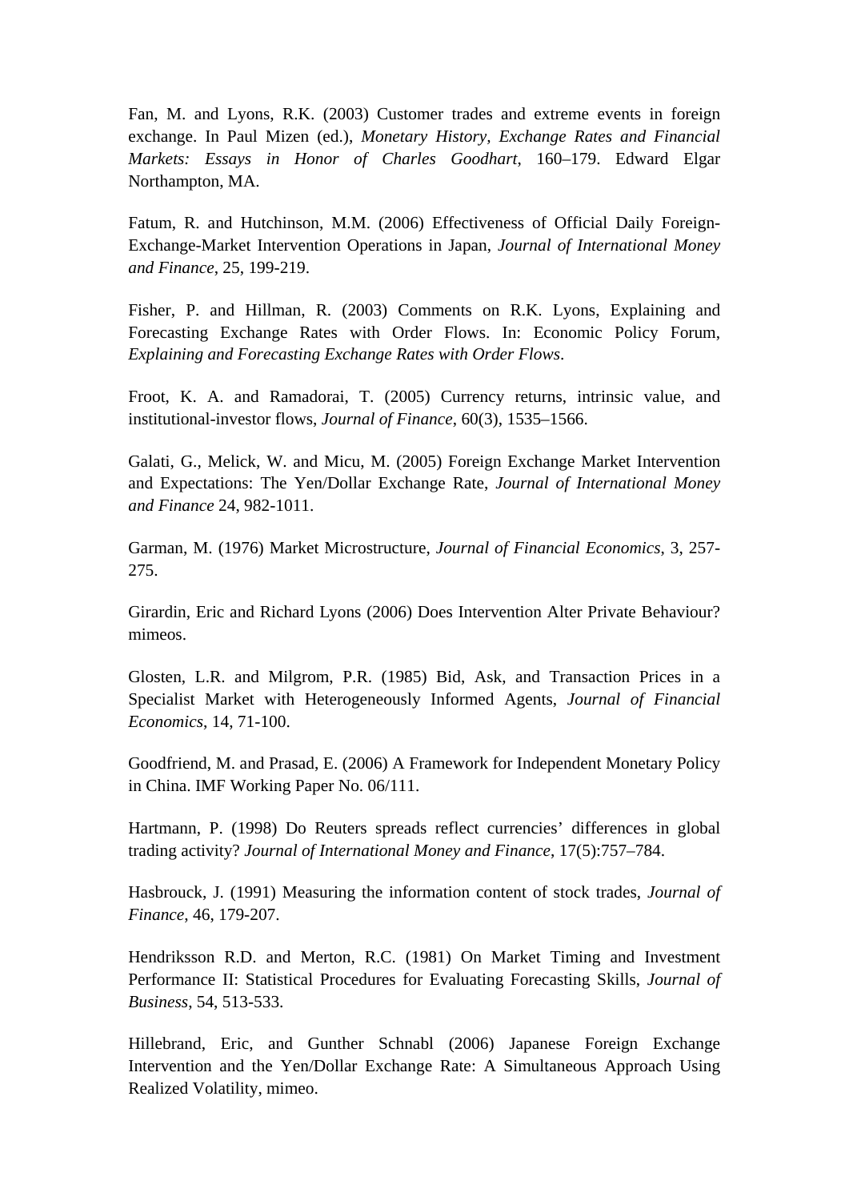Fan, M. and Lyons, R.K. (2003) Customer trades and extreme events in foreign exchange. In Paul Mizen (ed.), *Monetary History, Exchange Rates and Financial Markets: Essays in Honor of Charles Goodhart*, 160–179. Edward Elgar Northampton, MA.

Fatum, R. and Hutchinson, M.M. (2006) Effectiveness of Official Daily Foreign-Exchange-Market Intervention Operations in Japan, *Journal of International Money and Finance*, 25, 199-219.

Fisher, P. and Hillman, R. (2003) Comments on R.K. Lyons, Explaining and Forecasting Exchange Rates with Order Flows. In: Economic Policy Forum, *Explaining and Forecasting Exchange Rates with Order Flows*.

Froot, K. A. and Ramadorai, T. (2005) Currency returns, intrinsic value, and institutional-investor flows, *Journal of Finance*, 60(3), 1535–1566.

Galati, G., Melick, W. and Micu, M. (2005) Foreign Exchange Market Intervention and Expectations: The Yen/Dollar Exchange Rate, *Journal of International Money and Finance* 24, 982-1011.

Garman, M. (1976) Market Microstructure, *Journal of Financial Economics*, 3, 257-275.

Girardin, Eric and Richard Lyons (2006) Does Intervention Alter Private Behaviour? mimeos.

Glosten, L.R. and Milgrom, P.R. (1985) Bid, Ask, and Transaction Prices in a Specialist Market with Heterogeneously Informed Agents, *Journal of Financial Economics*, 14, 71-100.

Goodfriend, M. and Prasad, E. (2006) A Framework for Independent Monetary Policy in China. IMF Working Paper No. 06/111.

Hartmann, P. (1998) Do Reuters spreads reflect currencies' differences in global trading activity? *Journal of International Money and Finance*, 17(5):757–784.

Hasbrouck, J. (1991) Measuring the information content of stock trades, *Journal of Finance*, 46, 179-207.

Hendriksson R.D. and Merton, R.C. (1981) On Market Timing and Investment Performance II: Statistical Procedures for Evaluating Forecasting Skills, *Journal of Business*, 54, 513-533.

Hillebrand, Eric, and Gunther Schnabl (2006) Japanese Foreign Exchange Intervention and the Yen/Dollar Exchange Rate: A Simultaneous Approach Using Realized Volatility, mimeo.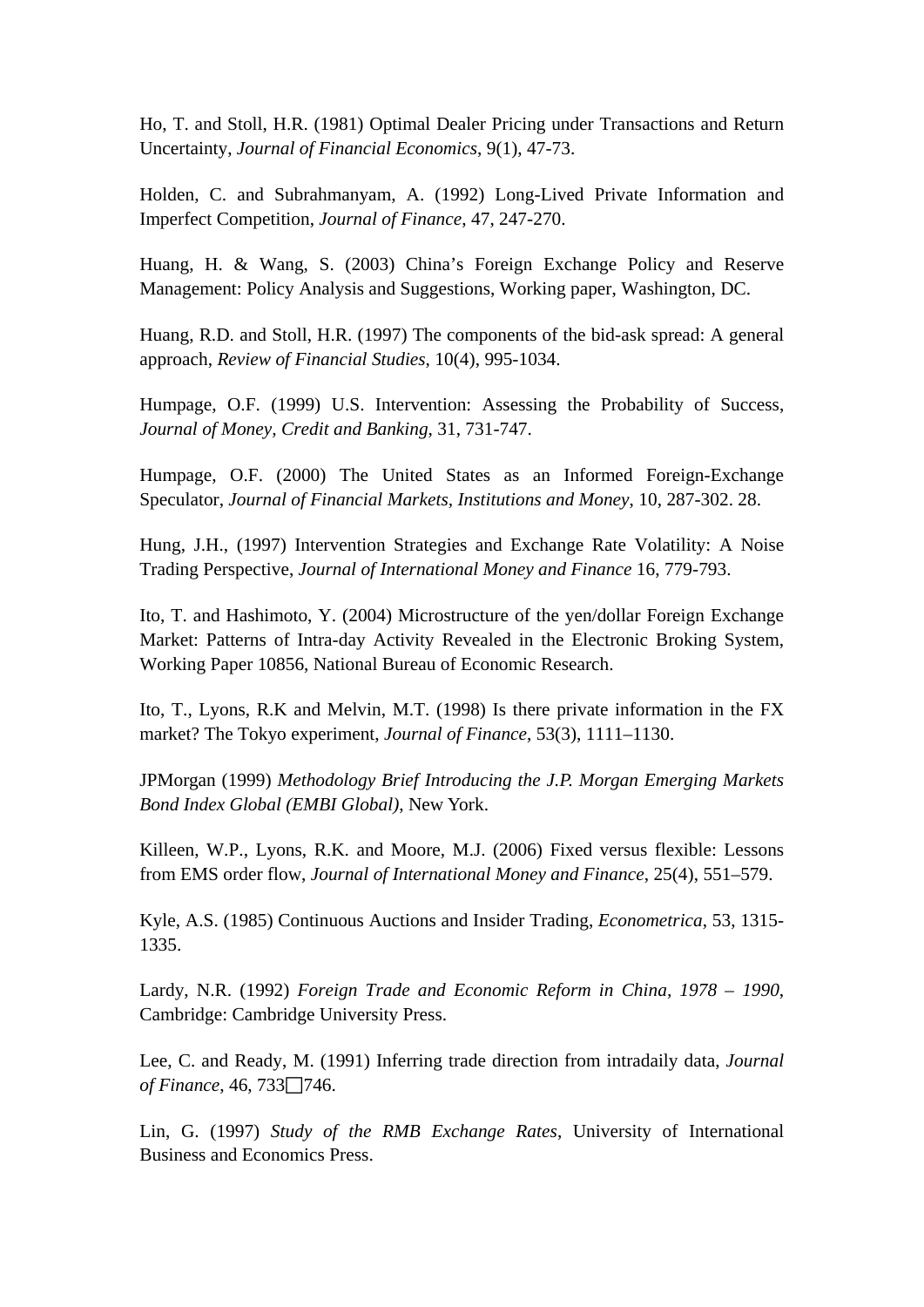Ho, T. and Stoll, H.R. (1981) Optimal Dealer Pricing under Transactions and Return Uncertainty, *Journal of Financial Economics*, 9(1), 47-73.

Holden, C. and Subrahmanyam, A. (1992) Long-Lived Private Information and Imperfect Competition, *Journal of Finance*, 47, 247-270.

Huang, H. & Wang, S. (2003) China's Foreign Exchange Policy and Reserve Management: Policy Analysis and Suggestions, Working paper, Washington, DC.

Huang, R.D. and Stoll, H.R. (1997) The components of the bid-ask spread: A general approach, *Review of Financial Studies*, 10(4), 995-1034.

Humpage, O.F. (1999) U.S. Intervention: Assessing the Probability of Success, *Journal of Money, Credit and Banking*, 31, 731-747.

Humpage, O.F. (2000) The United States as an Informed Foreign-Exchange Speculator, *Journal of Financial Markets, Institutions and Money*, 10, 287-302. 28.

Hung, J.H., (1997) Intervention Strategies and Exchange Rate Volatility: A Noise Trading Perspective, *Journal of International Money and Finance* 16, 779-793.

Ito, T. and Hashimoto, Y. (2004) Microstructure of the yen/dollar Foreign Exchange Market: Patterns of Intra-day Activity Revealed in the Electronic Broking System, Working Paper 10856, National Bureau of Economic Research.

Ito, T., Lyons, R.K and Melvin, M.T. (1998) Is there private information in the FX market? The Tokyo experiment, *Journal of Finance*, 53(3), 1111–1130.

JPMorgan (1999) *Methodology Brief Introducing the J.P. Morgan Emerging Markets Bond Index Global (EMBI Global)*, New York.

Killeen, W.P., Lyons, R.K. and Moore, M.J. (2006) Fixed versus flexible: Lessons from EMS order flow, *Journal of International Money and Finance*, 25(4), 551–579.

Kyle, A.S. (1985) Continuous Auctions and Insider Trading, *Econometrica*, 53, 1315-1335.

Lardy, N.R. (1992) *Foreign Trade and Economic Reform in China, 1978 – 1990*, Cambridge: Cambridge University Press.

Lee, C. and Ready, M. (1991) Inferring trade direction from intradaily data, *Journal of Finance*, 46, 733□746.

Lin, G. (1997) *Study of the RMB Exchange Rates*, University of International Business and Economics Press.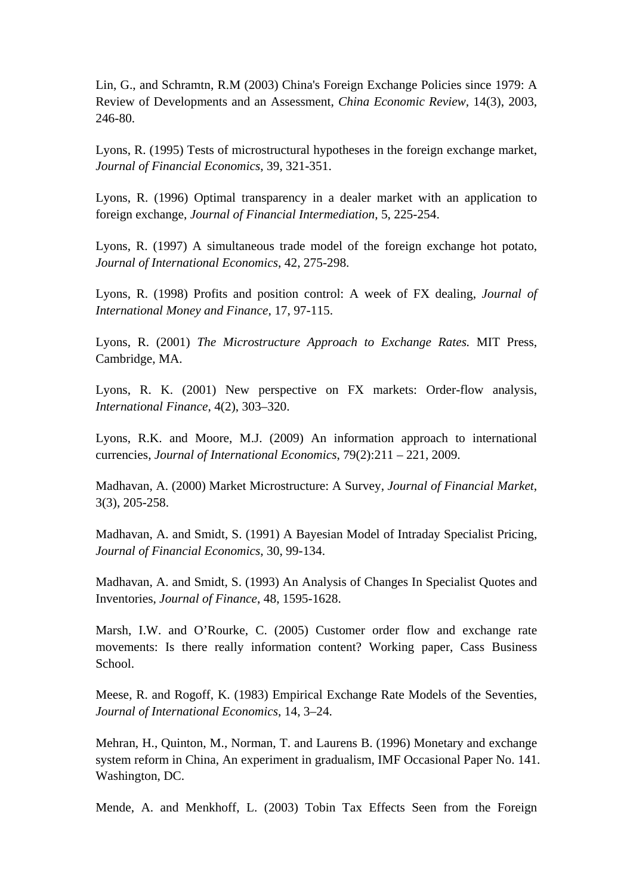Lin, G., and Schramtn, R.M (2003) China's Foreign Exchange Policies since 1979: A Review of Developments and an Assessment, *China Economic Review*, 14(3), 2003, 246-80.

Lyons, R. (1995) Tests of microstructural hypotheses in the foreign exchange market, *Journal of Financial Economics*, 39, 321-351.

Lyons, R. (1996) Optimal transparency in a dealer market with an application to foreign exchange, *Journal of Financial Intermediation*, 5, 225-254.

Lyons, R. (1997) A simultaneous trade model of the foreign exchange hot potato, *Journal of International Economics*, 42, 275-298.

Lyons, R. (1998) Profits and position control: A week of FX dealing, *Journal of International Money and Finance*, 17, 97-115.

Lyons, R. (2001) *The Microstructure Approach to Exchange Rates.* MIT Press, Cambridge, MA.

Lyons, R. K. (2001) New perspective on FX markets: Order-flow analysis, *International Finance*, 4(2), 303–320.

Lyons, R.K. and Moore, M.J. (2009) An information approach to international currencies, *Journal of International Economics*, 79(2):211 – 221, 2009.

Madhavan, A. (2000) Market Microstructure: A Survey, *Journal of Financial Market*, 3(3), 205-258.

Madhavan, A. and Smidt, S. (1991) A Bayesian Model of Intraday Specialist Pricing, *Journal of Financial Economics*, 30, 99-134.

Madhavan, A. and Smidt, S. (1993) An Analysis of Changes In Specialist Quotes and Inventories, *Journal of Finance*, 48, 1595-1628.

Marsh, I.W. and O'Rourke, C. (2005) Customer order flow and exchange rate movements: Is there really information content? Working paper, Cass Business School.

Meese, R. and Rogoff, K. (1983) Empirical Exchange Rate Models of the Seventies, *Journal of International Economics*, 14, 3–24.

Mehran, H., Quinton, M., Norman, T. and Laurens B. (1996) Monetary and exchange system reform in China, An experiment in gradualism, IMF Occasional Paper No. 141. Washington, DC.

Mende, A. and Menkhoff, L. (2003) Tobin Tax Effects Seen from the Foreign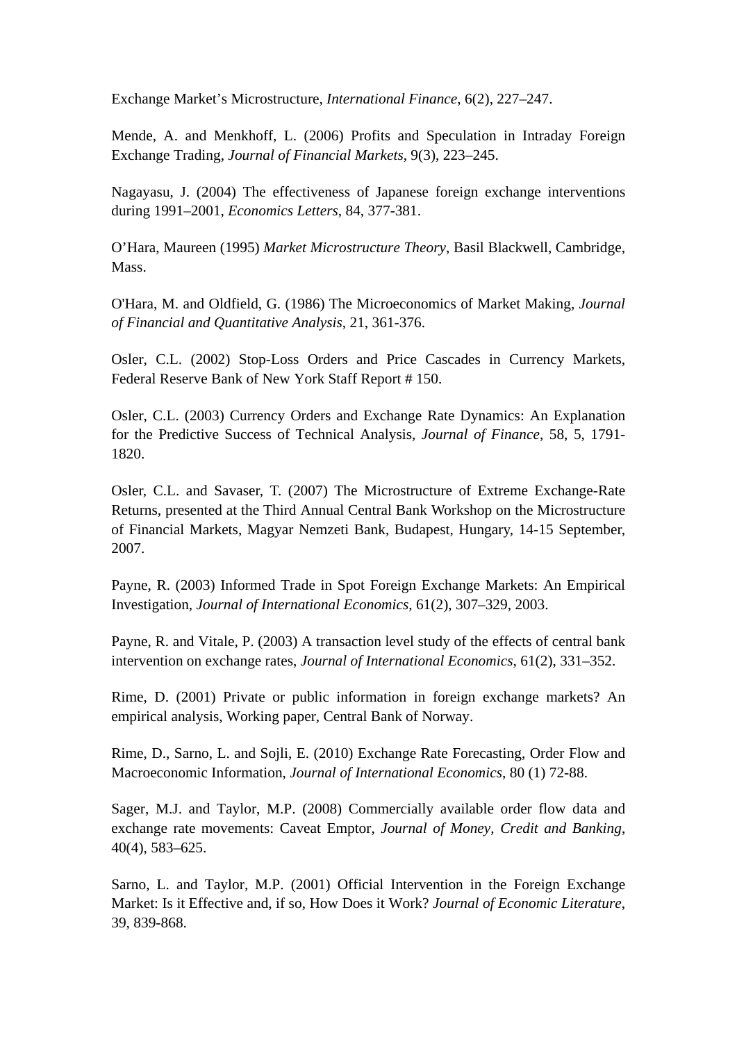Exchange Market's Microstructure, *International Finance*, 6(2), 227–247.

Mende, A. and Menkhoff, L. (2006) Profits and Speculation in Intraday Foreign Exchange Trading, *Journal of Financial Markets*, 9(3), 223–245.

Nagayasu, J. (2004) The effectiveness of Japanese foreign exchange interventions during 1991–2001, *Economics Letters*, 84, 377-381.

O'Hara, Maureen (1995) *Market Microstructure Theory*, Basil Blackwell, Cambridge, Mass.

O'Hara, M. and Oldfield, G. (1986) The Microeconomics of Market Making, *Journal of Financial and Quantitative Analysis*, 21, 361-376.

Osler, C.L. (2002) Stop-Loss Orders and Price Cascades in Currency Markets, Federal Reserve Bank of New York Staff Report # 150.

Osler, C.L. (2003) Currency Orders and Exchange Rate Dynamics: An Explanation for the Predictive Success of Technical Analysis, *Journal of Finance*, 58, 5, 1791-1820.

Osler, C.L. and Savaser, T. (2007) The Microstructure of Extreme Exchange-Rate Returns, presented at the Third Annual Central Bank Workshop on the Microstructure of Financial Markets, Magyar Nemzeti Bank, Budapest, Hungary, 14-15 September, 2007.

Payne, R. (2003) Informed Trade in Spot Foreign Exchange Markets: An Empirical Investigation, *Journal of International Economics*, 61(2), 307–329, 2003.

Payne, R. and Vitale, P. (2003) A transaction level study of the effects of central bank intervention on exchange rates, *Journal of International Economics*, 61(2), 331–352.

Rime, D. (2001) Private or public information in foreign exchange markets? An empirical analysis, Working paper, Central Bank of Norway.

Rime, D., Sarno, L. and Sojli, E. (2010) Exchange Rate Forecasting, Order Flow and Macroeconomic Information, *Journal of International Economics*, 80 (1) 72-88.

Sager, M.J. and Taylor, M.P. (2008) Commercially available order flow data and exchange rate movements: Caveat Emptor, *Journal of Money, Credit and Banking*, 40(4), 583–625.

Sarno, L. and Taylor, M.P. (2001) Official Intervention in the Foreign Exchange Market: Is it Effective and, if so, How Does it Work? *Journal of Economic Literature*, 39, 839-868.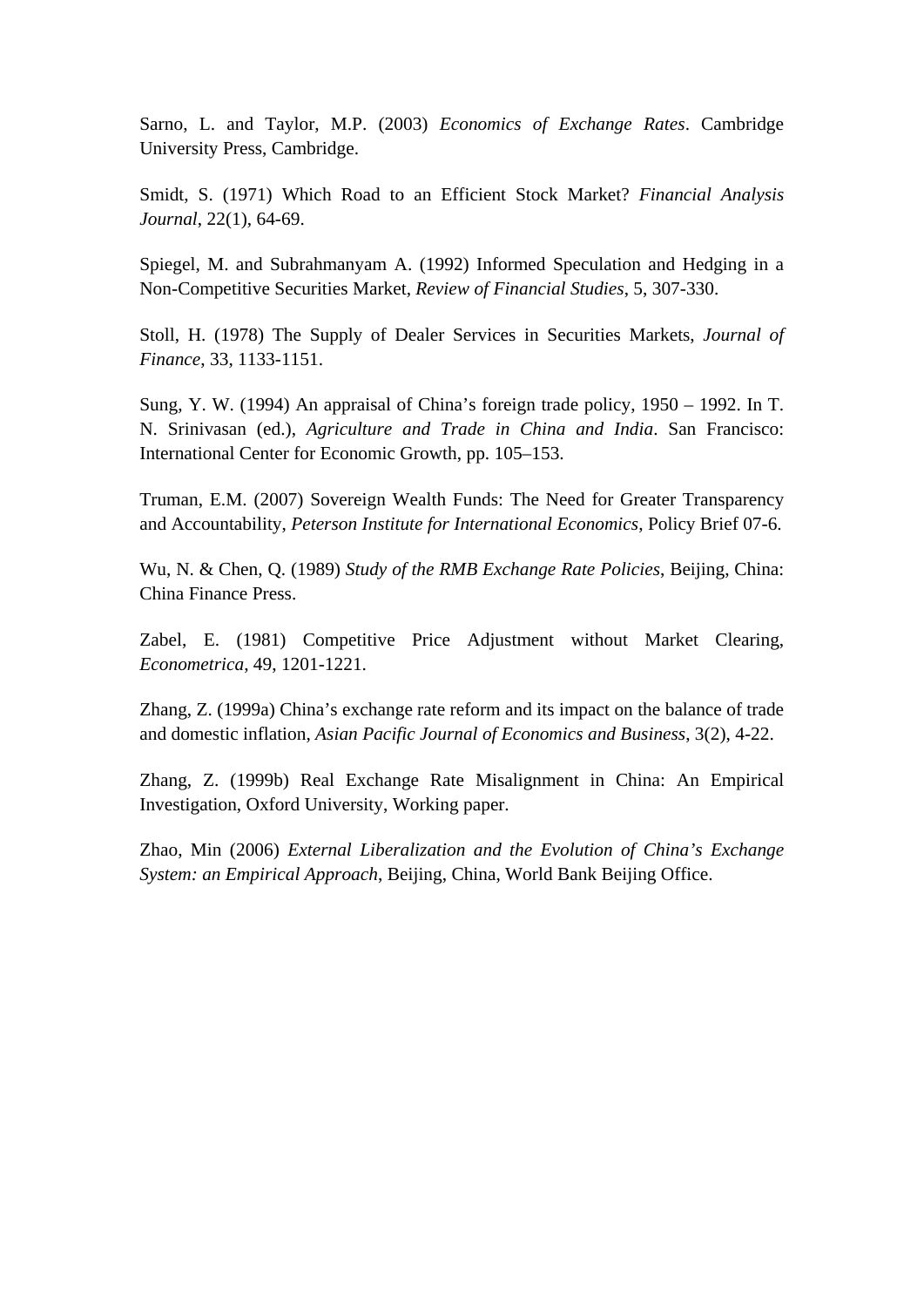Sarno, L. and Taylor, M.P. (2003) *Economics of Exchange Rates*. Cambridge University Press, Cambridge.

Smidt, S. (1971) Which Road to an Efficient Stock Market? *Financial Analysis Journal*, 22(1), 64-69.

Spiegel, M. and Subrahmanyam A. (1992) Informed Speculation and Hedging in a Non-Competitive Securities Market, *Review of Financial Studies*, 5, 307-330.

Stoll, H. (1978) The Supply of Dealer Services in Securities Markets, *Journal of Finance*, 33, 1133-1151.

Sung, Y. W. (1994) An appraisal of China's foreign trade policy, 1950 – 1992. In T. N. Srinivasan (ed.), *Agriculture and Trade in China and India*. San Francisco: International Center for Economic Growth, pp. 105–153.

Truman, E.M. (2007) Sovereign Wealth Funds: The Need for Greater Transparency and Accountability, *Peterson Institute for International Economics,* Policy Brief 07-6.

Wu, N. & Chen, Q. (1989) *Study of the RMB Exchange Rate Policies*, Beijing, China: China Finance Press.

Zabel, E. (1981) Competitive Price Adjustment without Market Clearing, *Econometrica*, 49, 1201-1221.

Zhang, Z. (1999a) China's exchange rate reform and its impact on the balance of trade and domestic inflation, *Asian Pacific Journal of Economics and Business*, 3(2), 4-22.

Zhang, Z. (1999b) Real Exchange Rate Misalignment in China: An Empirical Investigation, Oxford University, Working paper.

Zhao, Min (2006) *External Liberalization and the Evolution of China's Exchange System: an Empirical Approach*, Beijing, China, World Bank Beijing Office.